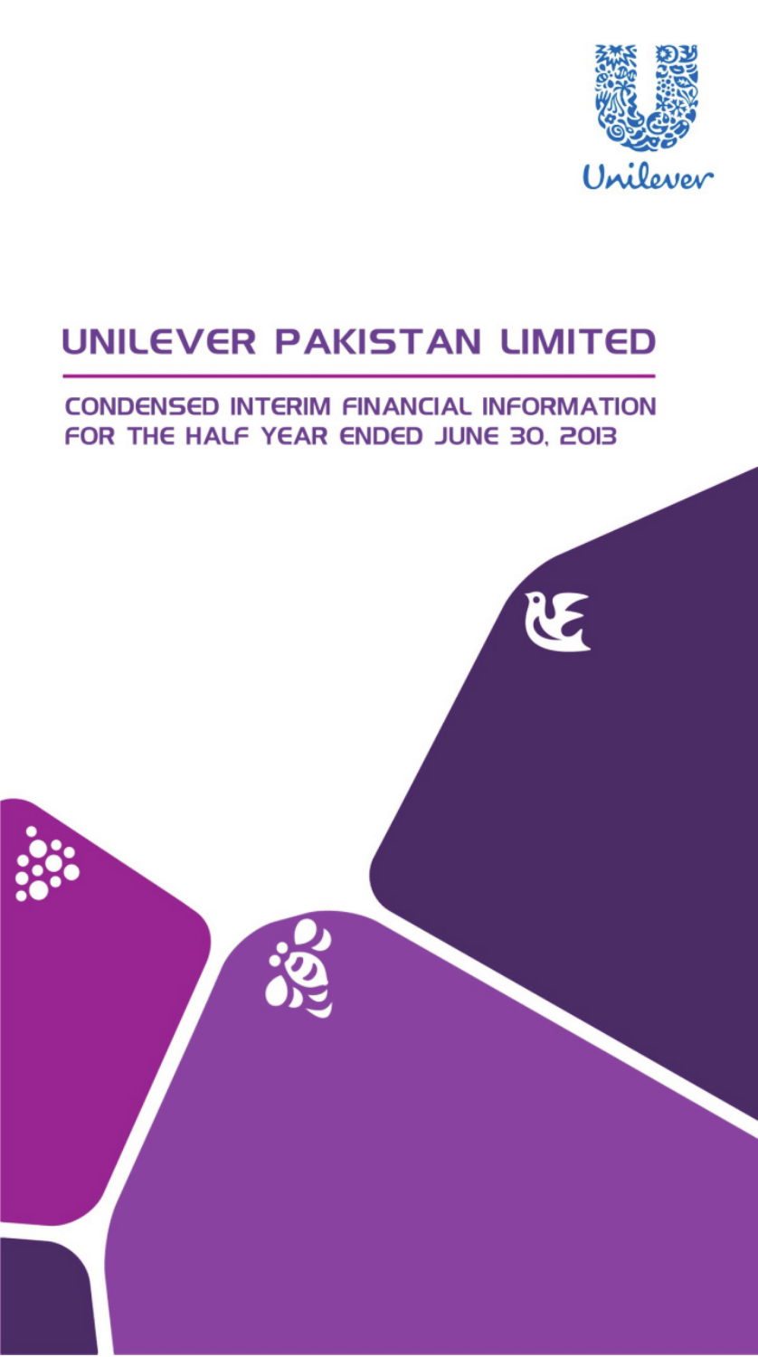Unilever

# UNILEVER PAKISTAN LIMITED

## CONDENSED INTERIM FINANCIAL INFORMATION FOR THE HALF YEAR ENDED JUNE 30, 2013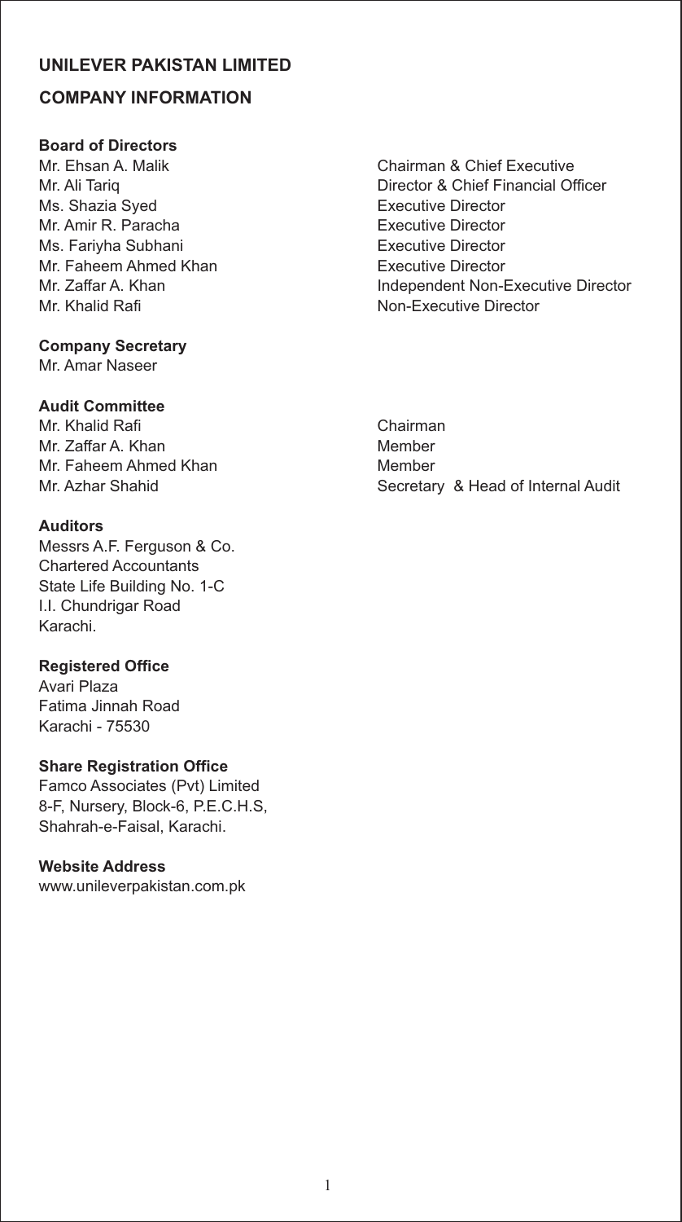# UNILEVER PAKISTAN LIMITED

## COMPANY INFORMATION

### Board of Directors

| | |
|---|---|
| Mr. Ehsan A. Malik | Chairman & Chief Executive |
| Mr. Ali Tariq | Director & Chief Financial Officer |
| Ms. Shazia Syed | Executive Director |
| Mr. Amir R. Paracha | Executive Director |
| Ms. Fariyha Subhani | Executive Director |
| Mr. Faheem Ahmed Khan | Executive Director |
| Mr. Zaffar A. Khan | Independent Non-Executive Director |
| Mr. Khalid Rafi | Non-Executive Director |

### Company Secretary

Mr. Amar Naseer

### Audit Committee

| | |
|---|---|
| Mr. Khalid Rafi | Chairman |
| Mr. Zaffar A. Khan | Member |
| Mr. Faheem Ahmed Khan | Member |
| Mr. Azhar Shahid | Secretary & Head of Internal Audit |

### Auditors

Messrs A.F. Ferguson & Co.
Chartered Accountants
State Life Building No. 1-C
I.I. Chundrigar Road
Karachi.

### Registered Office

Avari Plaza
Fatima Jinnah Road
Karachi - 75530

### Share Registration Office

Famco Associates (Pvt) Limited
8-F, Nursery, Block-6, P.E.C.H.S,
Shahrah-e-Faisal, Karachi.

### Website Address

www.unileverpakistan.com.pk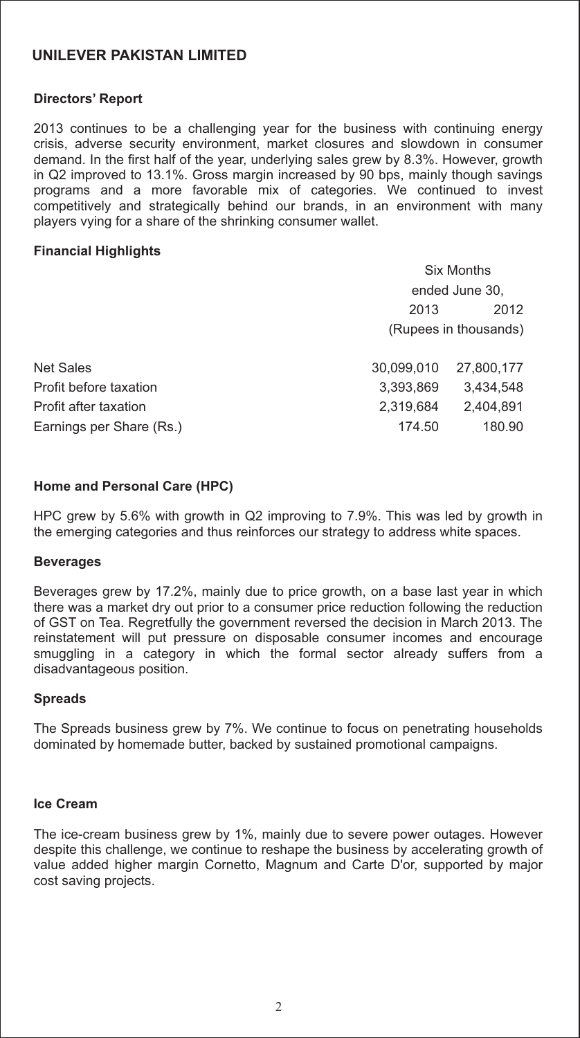# UNILEVER PAKISTAN LIMITED

## Directors' Report

2013 continues to be a challenging year for the business with continuing energy crisis, adverse security environment, market closures and slowdown in consumer demand. In the first half of the year, underlying sales grew by 8.3%. However, growth in Q2 improved to 13.1%. Gross margin increased by 90 bps, mainly though savings programs and a more favorable mix of categories. We continued to invest competitively and strategically behind our brands, in an environment with many players vying for a share of the shrinking consumer wallet.

### Financial Highlights

| | Six Months ended June 30, | |
|---|---|---|
| | 2013 | 2012 |
| | (Rupees in thousands) | |
| Net Sales | 30,099,010 | 27,800,177 |
| Profit before taxation | 3,393,869 | 3,434,548 |
| Profit after taxation | 2,319,684 | 2,404,891 |
| Earnings per Share (Rs.) | 174.50 | 180.90 |

### Home and Personal Care (HPC)

HPC grew by 5.6% with growth in Q2 improving to 7.9%. This was led by growth in the emerging categories and thus reinforces our strategy to address white spaces.

### Beverages

Beverages grew by 17.2%, mainly due to price growth, on a base last year in which there was a market dry out prior to a consumer price reduction following the reduction of GST on Tea. Regretfully the government reversed the decision in March 2013. The reinstatement will put pressure on disposable consumer incomes and encourage smuggling in a category in which the formal sector already suffers from a disadvantageous position.

### Spreads

The Spreads business grew by 7%. We continue to focus on penetrating households dominated by homemade butter, backed by sustained promotional campaigns.

### Ice Cream

The ice-cream business grew by 1%, mainly due to severe power outages. However despite this challenge, we continue to reshape the business by accelerating growth of value added higher margin Cornetto, Magnum and Carte D'or, supported by major cost saving projects.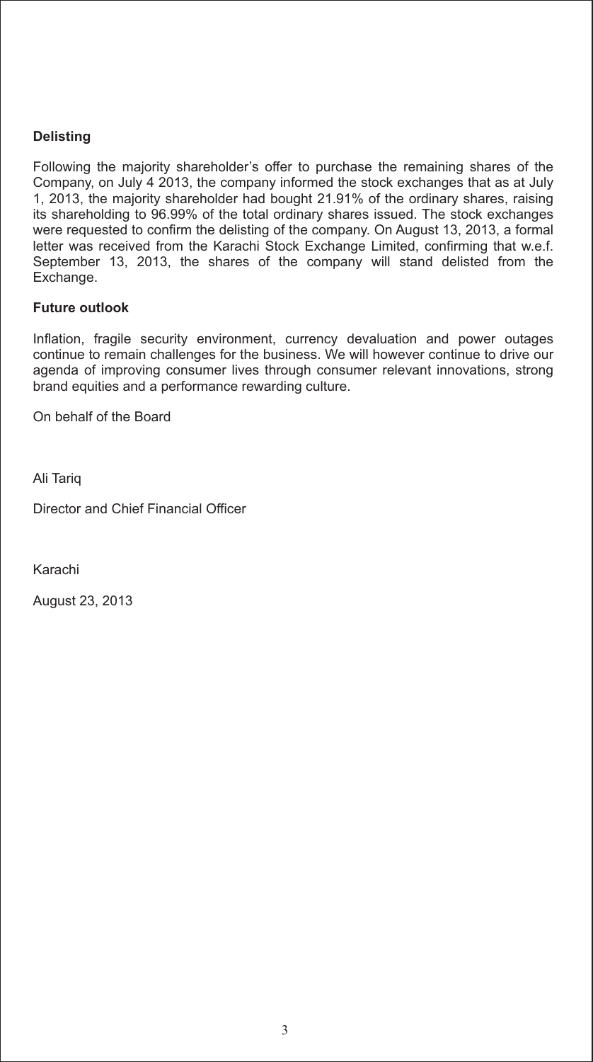**Delisting**

Following the majority shareholder's offer to purchase the remaining shares of the Company, on July 4 2013, the company informed the stock exchanges that as at July 1, 2013, the majority shareholder had bought 21.91% of the ordinary shares, raising its shareholding to 96.99% of the total ordinary shares issued. The stock exchanges were requested to confirm the delisting of the company. On August 13, 2013, a formal letter was received from the Karachi Stock Exchange Limited, confirming that w.e.f. September 13, 2013, the shares of the company will stand delisted from the Exchange.

**Future outlook**

Inflation, fragile security environment, currency devaluation and power outages continue to remain challenges for the business. We will however continue to drive our agenda of improving consumer lives through consumer relevant innovations, strong brand equities and a performance rewarding culture.

On behalf of the Board

Ali Tariq

Director and Chief Financial Officer

Karachi

August 23, 2013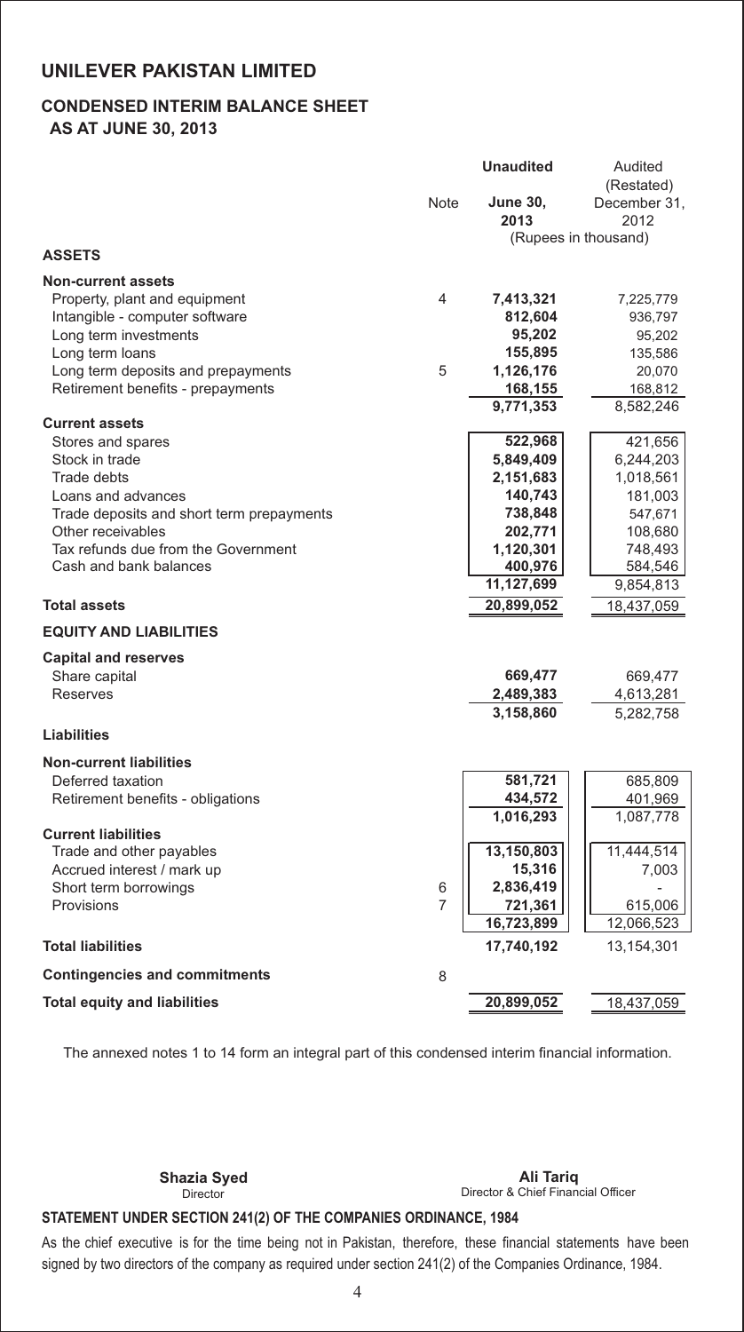# UNILEVER PAKISTAN LIMITED

## CONDENSED INTERIM BALANCE SHEET
### AS AT JUNE 30, 2013

| | Note | Unaudited June 30, 2013 | Audited (Restated) December 31, 2012 |
|---|---|---|---|
| | | (Rupees in thousand) | |
| **ASSETS** | | | |
| **Non-current assets** | | | |
| Property, plant and equipment | 4 | **7,413,321** | 7,225,779 |
| Intangible - computer software | | **812,604** | 936,797 |
| Long term investments | | **95,202** | 95,202 |
| Long term loans | | **155,895** | 135,586 |
| Long term deposits and prepayments | 5 | **1,126,176** | 20,070 |
| Retirement benefits - prepayments | | **168,155** | 168,812 |
| | | **9,771,353** | 8,582,246 |
| **Current assets** | | | |
| Stores and spares | | **522,968** | 421,656 |
| Stock in trade | | **5,849,409** | 6,244,203 |
| Trade debts | | **2,151,683** | 1,018,561 |
| Loans and advances | | **140,743** | 181,003 |
| Trade deposits and short term prepayments | | **738,848** | 547,671 |
| Other receivables | | **202,771** | 108,680 |
| Tax refunds due from the Government | | **1,120,301** | 748,493 |
| Cash and bank balances | | **400,976** | 584,546 |
| | | **11,127,699** | 9,854,813 |
| **Total assets** | | **20,899,052** | 18,437,059 |
| **EQUITY AND LIABILITIES** | | | |
| **Capital and reserves** | | | |
| Share capital | | **669,477** | 669,477 |
| Reserves | | **2,489,383** | 4,613,281 |
| | | **3,158,860** | 5,282,758 |
| **Liabilities** | | | |
| **Non-current liabilities** | | | |
| Deferred taxation | | **581,721** | 685,809 |
| Retirement benefits - obligations | | **434,572** | 401,969 |
| | | **1,016,293** | 1,087,778 |
| **Current liabilities** | | | |
| Trade and other payables | | **13,150,803** | 11,444,514 |
| Accrued interest / mark up | | **15,316** | 7,003 |
| Short term borrowings | 6 | **2,836,419** | - |
| Provisions | 7 | **721,361** | 615,006 |
| | | **16,723,899** | 12,066,523 |
| **Total liabilities** | | **17,740,192** | 13,154,301 |
| **Contingencies and commitments** | 8 | | |
| **Total equity and liabilities** | | **20,899,052** | 18,437,059 |

The annexed notes 1 to 14 form an integral part of this condensed interim financial information.

**Shazia Syed**
Director

**Ali Tariq**
Director & Chief Financial Officer

**STATEMENT UNDER SECTION 241(2) OF THE COMPANIES ORDINANCE, 1984**

As the chief executive is for the time being not in Pakistan, therefore, these financial statements have been signed by two directors of the company as required under section 241(2) of the Companies Ordinance, 1984.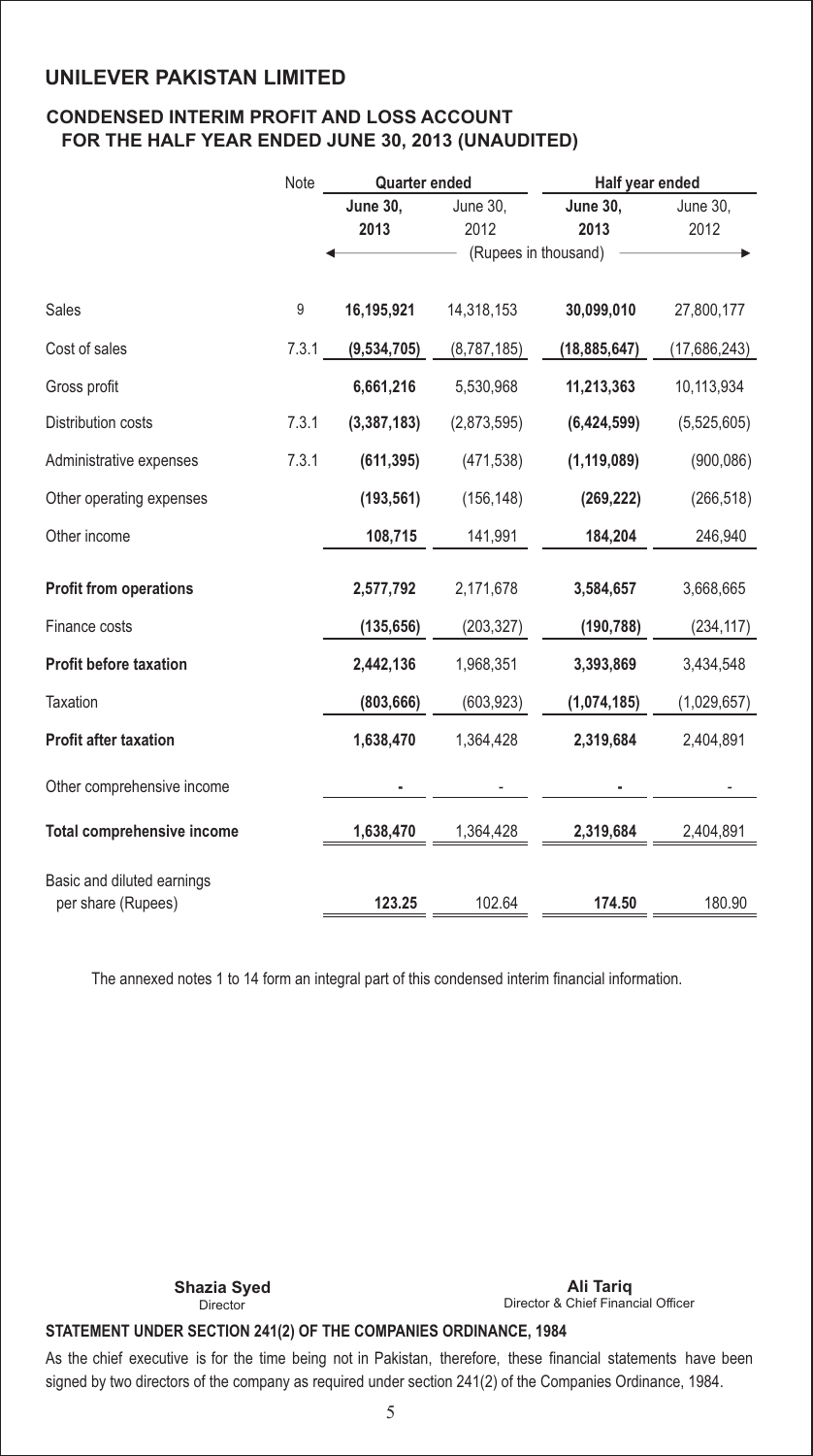# UNILEVER PAKISTAN LIMITED

## CONDENSED INTERIM PROFIT AND LOSS ACCOUNT FOR THE HALF YEAR ENDED JUNE 30, 2013 (UNAUDITED)

| | Note | Quarter ended | | Half year ended | |
|---|---|---|---|---|---|
| | | **June 30, 2013** | June 30, 2012 | **June 30, 2013** | June 30, 2012 |
| | | (Rupees in thousand) | | | |
| Sales | 9 | **16,195,921** | 14,318,153 | **30,099,010** | 27,800,177 |
| Cost of sales | 7.3.1 | **(9,534,705)** | (8,787,185) | **(18,885,647)** | (17,686,243) |
| Gross profit | | **6,661,216** | 5,530,968 | **11,213,363** | 10,113,934 |
| Distribution costs | 7.3.1 | **(3,387,183)** | (2,873,595) | **(6,424,599)** | (5,525,605) |
| Administrative expenses | 7.3.1 | **(611,395)** | (471,538) | **(1,119,089)** | (900,086) |
| Other operating expenses | | **(193,561)** | (156,148) | **(269,222)** | (266,518) |
| Other income | | **108,715** | 141,991 | **184,204** | 246,940 |
| **Profit from operations** | | **2,577,792** | 2,171,678 | **3,584,657** | 3,668,665 |
| Finance costs | | **(135,656)** | (203,327) | **(190,788)** | (234,117) |
| **Profit before taxation** | | **2,442,136** | 1,968,351 | **3,393,869** | 3,434,548 |
| Taxation | | **(803,666)** | (603,923) | **(1,074,185)** | (1,029,657) |
| **Profit after taxation** | | **1,638,470** | 1,364,428 | **2,319,684** | 2,404,891 |
| Other comprehensive income | | **-** | - | **-** | - |
| **Total comprehensive income** | | **1,638,470** | 1,364,428 | **2,319,684** | 2,404,891 |
| Basic and diluted earnings per share (Rupees) | | **123.25** | 102.64 | **174.50** | 180.90 |

The annexed notes 1 to 14 form an integral part of this condensed interim financial information.

**Shazia Syed**
Director

**Ali Tariq**
Director & Chief Financial Officer

**STATEMENT UNDER SECTION 241(2) OF THE COMPANIES ORDINANCE, 1984**

As the chief executive is for the time being not in Pakistan, therefore, these financial statements have been signed by two directors of the company as required under section 241(2) of the Companies Ordinance, 1984.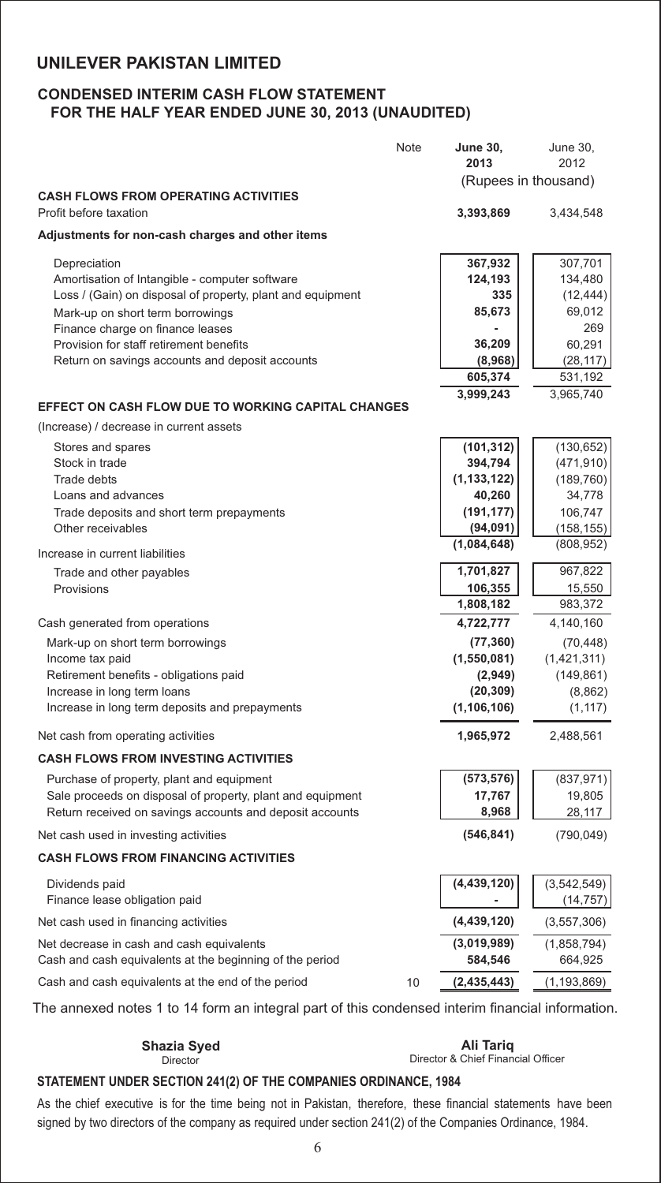# UNILEVER PAKISTAN LIMITED

## CONDENSED INTERIM CASH FLOW STATEMENT FOR THE HALF YEAR ENDED JUNE 30, 2013 (UNAUDITED)

| | Note | June 30, 2013 | June 30, 2012 |
|---|---|---|---|
| | | (Rupees in thousand) | |
| **CASH FLOWS FROM OPERATING ACTIVITIES** | | | |
| Profit before taxation | | **3,393,869** | 3,434,548 |
| **Adjustments for non-cash charges and other items** | | | |
| Depreciation | | **367,932** | 307,701 |
| Amortisation of Intangible - computer software | | **124,193** | 134,480 |
| Loss / (Gain) on disposal of property, plant and equipment | | **335** | (12,444) |
| Mark-up on short term borrowings | | **85,673** | 69,012 |
| Finance charge on finance leases | | **-** | 269 |
| Provision for staff retirement benefits | | **36,209** | 60,291 |
| Return on savings accounts and deposit accounts | | **(8,968)** | (28,117) |
| | | **605,374** | 531,192 |
| | | **3,999,243** | 3,965,740 |
| **EFFECT ON CASH FLOW DUE TO WORKING CAPITAL CHANGES** | | | |
| (Increase) / decrease in current assets | | | |
| Stores and spares | | **(101,312)** | (130,652) |
| Stock in trade | | **394,794** | (471,910) |
| Trade debts | | **(1,133,122)** | (189,760) |
| Loans and advances | | **40,260** | 34,778 |
| Trade deposits and short term prepayments | | **(191,177)** | 106,747 |
| Other receivables | | **(94,091)** | (158,155) |
| | | **(1,084,648)** | (808,952) |
| Increase in current liabilities | | | |
| Trade and other payables | | **1,701,827** | 967,822 |
| Provisions | | **106,355** | 15,550 |
| | | **1,808,182** | 983,372 |
| Cash generated from operations | | **4,722,777** | 4,140,160 |
| Mark-up on short term borrowings | | **(77,360)** | (70,448) |
| Income tax paid | | **(1,550,081)** | (1,421,311) |
| Retirement benefits - obligations paid | | **(2,949)** | (149,861) |
| Increase in long term loans | | **(20,309)** | (8,862) |
| Increase in long term deposits and prepayments | | **(1,106,106)** | (1,117) |
| Net cash from operating activities | | **1,965,972** | 2,488,561 |
| **CASH FLOWS FROM INVESTING ACTIVITIES** | | | |
| Purchase of property, plant and equipment | | **(573,576)** | (837,971) |
| Sale proceeds on disposal of property, plant and equipment | | **17,767** | 19,805 |
| Return received on savings accounts and deposit accounts | | **8,968** | 28,117 |
| Net cash used in investing activities | | **(546,841)** | (790,049) |
| **CASH FLOWS FROM FINANCING ACTIVITIES** | | | |
| Dividends paid | | **(4,439,120)** | (3,542,549) |
| Finance lease obligation paid | | **-** | (14,757) |
| Net cash used in financing activities | | **(4,439,120)** | (3,557,306) |
| Net decrease in cash and cash equivalents | | **(3,019,989)** | (1,858,794) |
| Cash and cash equivalents at the beginning of the period | | **584,546** | 664,925 |
| Cash and cash equivalents at the end of the period | 10 | **(2,435,443)** | (1,193,869) |

The annexed notes 1 to 14 form an integral part of this condensed interim financial information.

**Shazia Syed**
Director

**Ali Tariq**
Director & Chief Financial Officer

**STATEMENT UNDER SECTION 241(2) OF THE COMPANIES ORDINANCE, 1984**

As the chief executive is for the time being not in Pakistan, therefore, these financial statements have been signed by two directors of the company as required under section 241(2) of the Companies Ordinance, 1984.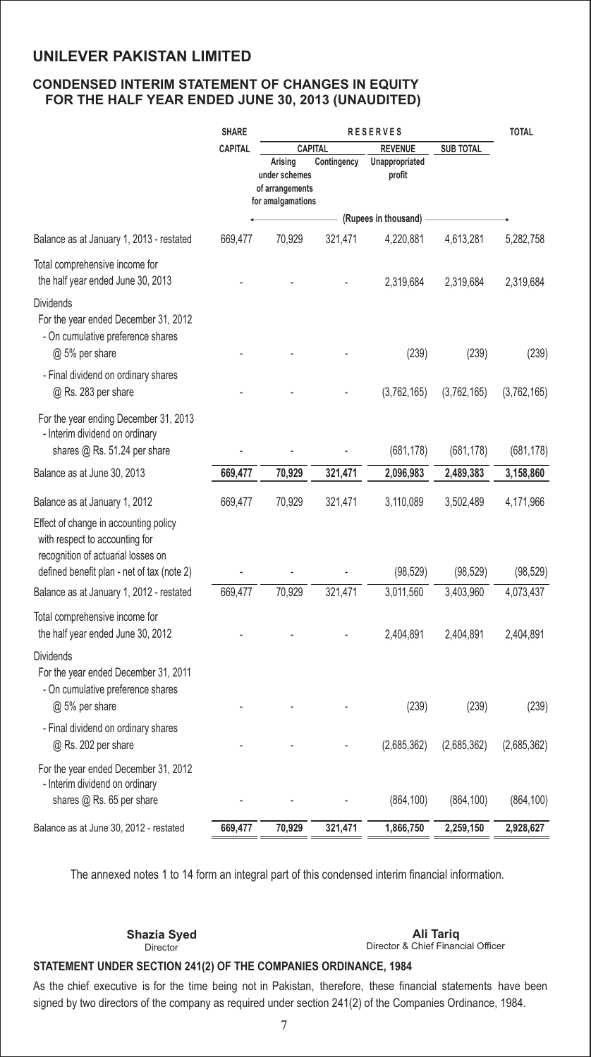# UNILEVER PAKISTAN LIMITED

## CONDENSED INTERIM STATEMENT OF CHANGES IN EQUITY FOR THE HALF YEAR ENDED JUNE 30, 2013 (UNAUDITED)

| | SHARE CAPITAL | RESERVES | | | | TOTAL |
|---|---|---|---|---|---|---|
| | | CAPITAL | | REVENUE | SUB TOTAL | |
| | | Arising under schemes of arrangements for amalgamations | Contingency | Unappropriated profit | | |
| | (Rupees in thousand) | | | | | |
| Balance as at January 1, 2013 - restated | 669,477 | 70,929 | 321,471 | 4,220,881 | 4,613,281 | 5,282,758 |
| Total comprehensive income for the half year ended June 30, 2013 | - | - | - | 2,319,684 | 2,319,684 | 2,319,684 |
| Dividends | | | | | | |
| For the year ended December 31, 2012 | | | | | | |
| - On cumulative preference shares @ 5% per share | - | - | - | (239) | (239) | (239) |
| - Final dividend on ordinary shares @ Rs. 283 per share | - | - | - | (3,762,165) | (3,762,165) | (3,762,165) |
| For the year ending December 31, 2013 | | | | | | |
| - Interim dividend on ordinary shares @ Rs. 51.24 per share | - | - | - | (681,178) | (681,178) | (681,178) |
| Balance as at June 30, 2013 | 669,477 | 70,929 | 321,471 | 2,096,983 | 2,489,383 | 3,158,860 |
| Balance as at January 1, 2012 | 669,477 | 70,929 | 321,471 | 3,110,089 | 3,502,489 | 4,171,966 |
| Effect of change in accounting policy with respect to accounting for recognition of actuarial losses on defined benefit plan - net of tax (note 2) | - | - | - | (98,529) | (98,529) | (98,529) |
| Balance as at January 1, 2012 - restated | 669,477 | 70,929 | 321,471 | 3,011,560 | 3,403,960 | 4,073,437 |
| Total comprehensive income for the half year ended June 30, 2012 | - | - | - | 2,404,891 | 2,404,891 | 2,404,891 |
| Dividends | | | | | | |
| For the year ended December 31, 2011 | | | | | | |
| - On cumulative preference shares @ 5% per share | - | - | - | (239) | (239) | (239) |
| - Final dividend on ordinary shares @ Rs. 202 per share | - | - | - | (2,685,362) | (2,685,362) | (2,685,362) |
| For the year ended December 31, 2012 | | | | | | |
| - Interim dividend on ordinary shares @ Rs. 65 per share | - | - | - | (864,100) | (864,100) | (864,100) |
| Balance as at June 30, 2012 - restated | 669,477 | 70,929 | 321,471 | 1,866,750 | 2,259,150 | 2,928,627 |

The annexed notes 1 to 14 form an integral part of this condensed interim financial information.

**Shazia Syed**
Director

**Ali Tariq**
Director & Chief Financial Officer

### STATEMENT UNDER SECTION 241(2) OF THE COMPANIES ORDINANCE, 1984

As the chief executive is for the time being not in Pakistan, therefore, these financial statements have been signed by two directors of the company as required under section 241(2) of the Companies Ordinance, 1984.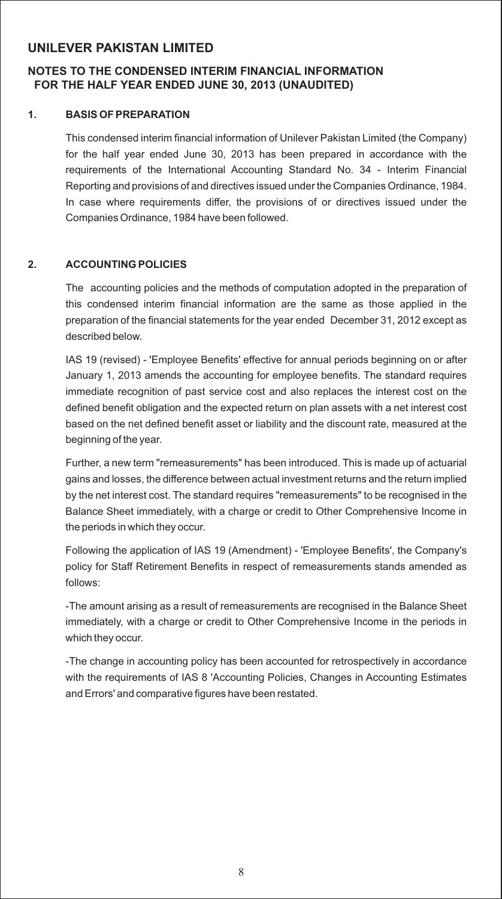# UNILEVER PAKISTAN LIMITED

## NOTES TO THE CONDENSED INTERIM FINANCIAL INFORMATION FOR THE HALF YEAR ENDED JUNE 30, 2013 (UNAUDITED)

### 1. BASIS OF PREPARATION

This condensed interim financial information of Unilever Pakistan Limited (the Company) for the half year ended June 30, 2013 has been prepared in accordance with the requirements of the International Accounting Standard No. 34 - Interim Financial Reporting and provisions of and directives issued under the Companies Ordinance, 1984. In case where requirements differ, the provisions of or directives issued under the Companies Ordinance, 1984 have been followed.

### 2. ACCOUNTING POLICIES

The accounting policies and the methods of computation adopted in the preparation of this condensed interim financial information are the same as those applied in the preparation of the financial statements for the year ended December 31, 2012 except as described below.

IAS 19 (revised) - 'Employee Benefits' effective for annual periods beginning on or after January 1, 2013 amends the accounting for employee benefits. The standard requires immediate recognition of past service cost and also replaces the interest cost on the defined benefit obligation and the expected return on plan assets with a net interest cost based on the net defined benefit asset or liability and the discount rate, measured at the beginning of the year.

Further, a new term "remeasurements" has been introduced. This is made up of actuarial gains and losses, the difference between actual investment returns and the return implied by the net interest cost. The standard requires "remeasurements" to be recognised in the Balance Sheet immediately, with a charge or credit to Other Comprehensive Income in the periods in which they occur.

Following the application of IAS 19 (Amendment) - 'Employee Benefits', the Company's policy for Staff Retirement Benefits in respect of remeasurements stands amended as follows:

-The amount arising as a result of remeasurements are recognised in the Balance Sheet immediately, with a charge or credit to Other Comprehensive Income in the periods in which they occur.

-The change in accounting policy has been accounted for retrospectively in accordance with the requirements of IAS 8 'Accounting Policies, Changes in Accounting Estimates and Errors' and comparative figures have been restated.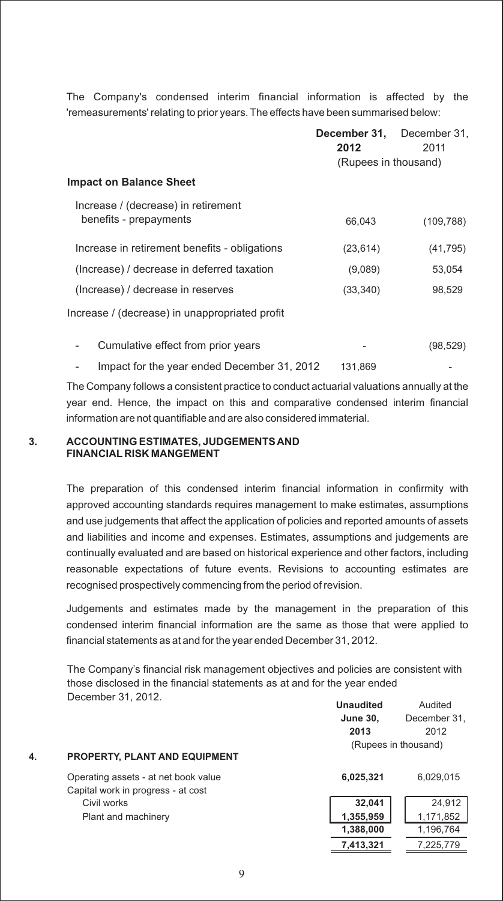The Company's condensed interim financial information is affected by the 'remeasurements' relating to prior years. The effects have been summarised below:

| | **December 31, 2012** | December 31, 2011 |
|---|---|---|
| | (Rupees in thousand) | |
| **Impact on Balance Sheet** | | |
| Increase / (decrease) in retirement benefits - prepayments | 66,043 | (109,788) |
| Increase in retirement benefits - obligations | (23,614) | (41,795) |
| (Increase) / decrease in deferred taxation | (9,089) | 53,054 |
| (Increase) / decrease in reserves | (33,340) | 98,529 |
| Increase / (decrease) in unappropriated profit | | |
| - Cumulative effect from prior years | - | (98,529) |
| - Impact for the year ended December 31, 2012 | 131,869 | - |

The Company follows a consistent practice to conduct actuarial valuations annually at the year end. Hence, the impact on this and comparative condensed interim financial information are not quantifiable and are also considered immaterial.

## 3. ACCOUNTING ESTIMATES, JUDGEMENTS AND FINANCIAL RISK MANGEMENT

The preparation of this condensed interim financial information in confirmity with approved accounting standards requires management to make estimates, assumptions and use judgements that affect the application of policies and reported amounts of assets and liabilities and income and expenses. Estimates, assumptions and judgements are continually evaluated and are based on historical experience and other factors, including reasonable expectations of future events. Revisions to accounting estimates are recognised prospectively commencing from the period of revision.

Judgements and estimates made by the management in the preparation of this condensed interim financial information are the same as those that were applied to financial statements as at and for the year ended December 31, 2012.

The Company's financial risk management objectives and policies are consistent with those disclosed in the financial statements as at and for the year ended December 31, 2012.

| | **Unaudited June 30, 2013** | Audited December 31, 2012 |
|---|---|---|
| | (Rupees in thousand) | |
| **4. PROPERTY, PLANT AND EQUIPMENT** | | |
| Operating assets - at net book value | **6,025,321** | 6,029,015 |
| Capital work in progress - at cost | | |
| Civil works | **32,041** | 24,912 |
| Plant and machinery | **1,355,959** | 1,171,852 |
| | **1,388,000** | 1,196,764 |
| | **7,413,321** | 7,225,779 |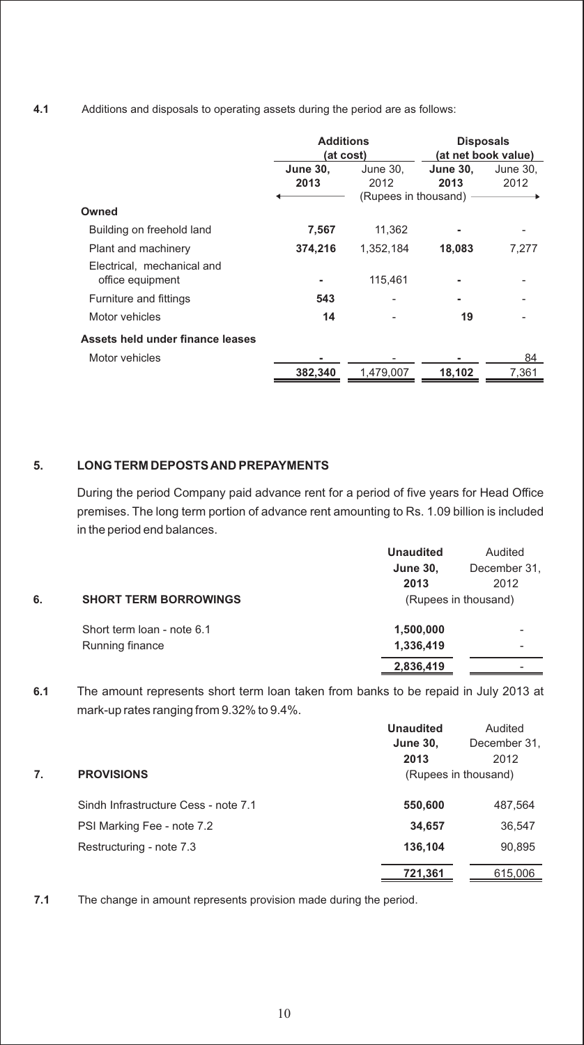**4.1** Additions and disposals to operating assets during the period are as follows:

| | Additions (at cost) | | Disposals (at net book value) | |
|---|---|---|---|---|
| | **June 30, 2013** | June 30, 2012 | **June 30, 2013** | June 30, 2012 |
| | (Rupees in thousand) | | | |
| **Owned** | | | | |
| Building on freehold land | **7,567** | 11,362 | **-** | - |
| Plant and machinery | **374,216** | 1,352,184 | **18,083** | 7,277 |
| Electrical, mechanical and office equipment | **-** | 115,461 | **-** | - |
| Furniture and fittings | **543** | - | **-** | - |
| Motor vehicles | **14** | - | **19** | - |
| **Assets held under finance leases** | | | | |
| Motor vehicles | **-** | - | **-** | 84 |
| | **382,340** | 1,479,007 | **18,102** | 7,361 |

## 5. LONG TERM DEPOSTS AND PREPAYMENTS

During the period Company paid advance rent for a period of five years for Head Office premises. The long term portion of advance rent amounting to Rs. 1.09 billion is included in the period end balances.

## 6. SHORT TERM BORROWINGS

| | **Unaudited June 30, 2013** | Audited December 31, 2012 |
|---|---|---|
| | (Rupees in thousand) | |
| Short term loan - note 6.1 | **1,500,000** | - |
| Running finance | **1,336,419** | - |
| | **2,836,419** | - |

**6.1** The amount represents short term loan taken from banks to be repaid in July 2013 at mark-up rates ranging from 9.32% to 9.4%.

## 7. PROVISIONS

| | **Unaudited June 30, 2013** | Audited December 31, 2012 |
|---|---|---|
| | (Rupees in thousand) | |
| Sindh Infrastructure Cess - note 7.1 | **550,600** | 487,564 |
| PSI Marking Fee - note 7.2 | **34,657** | 36,547 |
| Restructuring - note 7.3 | **136,104** | 90,895 |
| | **721,361** | 615,006 |

**7.1** The change in amount represents provision made during the period.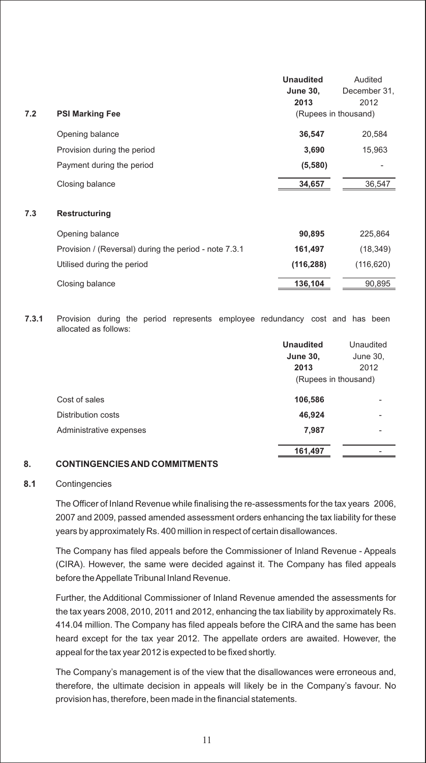### 7.2 PSI Marking Fee

| | Unaudited June 30, 2013 | Audited December 31, 2012 |
|---|---|---|
| | (Rupees in thousand) | |
| Opening balance | **36,547** | 20,584 |
| Provision during the period | **3,690** | 15,963 |
| Payment during the period | **(5,580)** | - |
| Closing balance | **34,657** | 36,547 |

### 7.3 Restructuring

| | Unaudited June 30, 2013 | Audited December 31, 2012 |
|---|---|---|
| | (Rupees in thousand) | |
| Opening balance | **90,895** | 225,864 |
| Provision / (Reversal) during the period - note 7.3.1 | **161,497** | (18,349) |
| Utilised during the period | **(116,288)** | (116,620) |
| Closing balance | **136,104** | 90,895 |

**7.3.1** Provision during the period represents employee redundancy cost and has been allocated as follows:

| | Unaudited June 30, 2013 | Unaudited June 30, 2012 |
|---|---|---|
| | (Rupees in thousand) | |
| Cost of sales | **106,586** | - |
| Distribution costs | **46,924** | - |
| Administrative expenses | **7,987** | - |
| | **161,497** | - |

## 8. CONTINGENCIES AND COMMITMENTS

### 8.1 Contingencies

The Officer of Inland Revenue while finalising the re-assessments for the tax years 2006, 2007 and 2009, passed amended assessment orders enhancing the tax liability for these years by approximately Rs. 400 million in respect of certain disallowances.

The Company has filed appeals before the Commissioner of Inland Revenue - Appeals (CIRA). However, the same were decided against it. The Company has filed appeals before the Appellate Tribunal Inland Revenue.

Further, the Additional Commissioner of Inland Revenue amended the assessments for the tax years 2008, 2010, 2011 and 2012, enhancing the tax liability by approximately Rs. 414.04 million. The Company has filed appeals before the CIRA and the same has been heard except for the tax year 2012. The appellate orders are awaited. However, the appeal for the tax year 2012 is expected to be fixed shortly.

The Company's management is of the view that the disallowances were erroneous and, therefore, the ultimate decision in appeals will likely be in the Company's favour. No provision has, therefore, been made in the financial statements.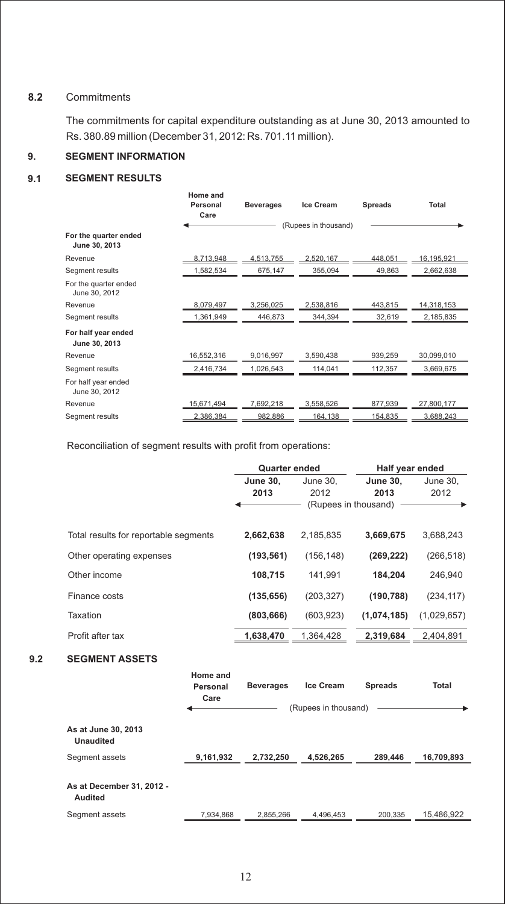### 8.2 Commitments

The commitments for capital expenditure outstanding as at June 30, 2013 amounted to Rs. 380.89 million (December 31, 2012: Rs. 701.11 million).

## 9. SEGMENT INFORMATION

### 9.1 SEGMENT RESULTS

| | Home and Personal Care | Beverages | Ice Cream | Spreads | Total |
|---|---|---|---|---|---|
| | (Rupees in thousand) | | | | |
| **For the quarter ended June 30, 2013** | | | | | |
| Revenue | 8,713,948 | 4,513,755 | 2,520,167 | 448,051 | 16,195,921 |
| Segment results | 1,582,534 | 675,147 | 355,094 | 49,863 | 2,662,638 |
| For the quarter ended June 30, 2012 | | | | | |
| Revenue | 8,079,497 | 3,256,025 | 2,538,816 | 443,815 | 14,318,153 |
| Segment results | 1,361,949 | 446,873 | 344,394 | 32,619 | 2,185,835 |
| **For half year ended June 30, 2013** | | | | | |
| Revenue | 16,552,316 | 9,016,997 | 3,590,438 | 939,259 | 30,099,010 |
| Segment results | 2,416,734 | 1,026,543 | 114,041 | 112,357 | 3,669,675 |
| For half year ended June 30, 2012 | | | | | |
| Revenue | 15,671,494 | 7,692,218 | 3,558,526 | 877,939 | 27,800,177 |
| Segment results | 2,386,384 | 982,886 | 164,138 | 154,835 | 3,688,243 |

Reconciliation of segment results with profit from operations:

| | Quarter ended | | Half year ended | |
|---|---|---|---|---|
| | **June 30, 2013** | June 30, 2012 | **June 30, 2013** | June 30, 2012 |
| | (Rupees in thousand) | | | |
| Total results for reportable segments | **2,662,638** | 2,185,835 | **3,669,675** | 3,688,243 |
| Other operating expenses | **(193,561)** | (156,148) | **(269,222)** | (266,518) |
| Other income | **108,715** | 141,991 | **184,204** | 246,940 |
| Finance costs | **(135,656)** | (203,327) | **(190,788)** | (234,117) |
| Taxation | **(803,666)** | (603,923) | **(1,074,185)** | (1,029,657) |
| Profit after tax | **1,638,470** | 1,364,428 | **2,319,684** | 2,404,891 |

### 9.2 SEGMENT ASSETS

| | Home and Personal Care | Beverages | Ice Cream | Spreads | Total |
|---|---|---|---|---|---|
| | (Rupees in thousand) | | | | |
| **As at June 30, 2013 Unaudited** | | | | | |
| Segment assets | **9,161,932** | **2,732,250** | **4,526,265** | **289,446** | **16,709,893** |
| **As at December 31, 2012 - Audited** | | | | | |
| Segment assets | 7,934,868 | 2,855,266 | 4,496,453 | 200,335 | 15,486,922 |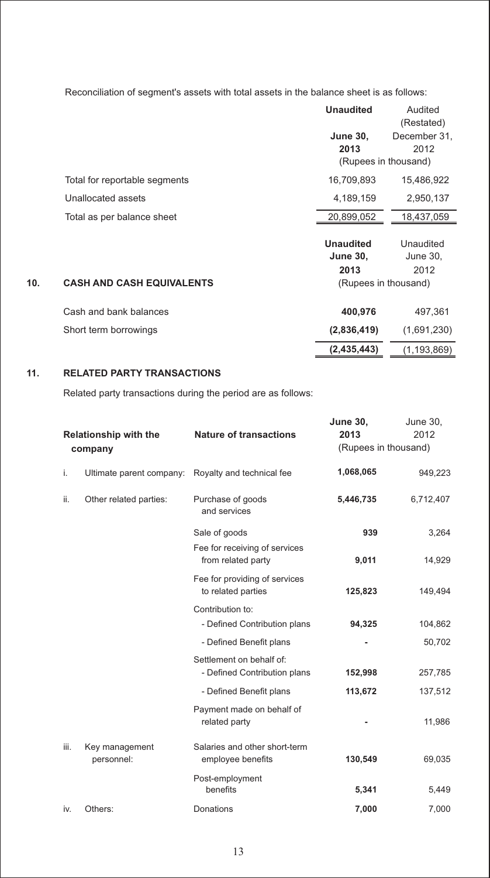Reconciliation of segment's assets with total assets in the balance sheet is as follows:

| | **Unaudited** | Audited (Restated) |
|---|---|---|
| | **June 30, 2013** | December 31, 2012 |
| | (Rupees in thousand) | |
| Total for reportable segments | 16,709,893 | 15,486,922 |
| Unallocated assets | 4,189,159 | 2,950,137 |
| Total as per balance sheet | 20,899,052 | 18,437,059 |

## 10. CASH AND CASH EQUIVALENTS

| | **Unaudited June 30, 2013** | Unaudited June 30, 2012 |
|---|---|---|
| | (Rupees in thousand) | |
| Cash and bank balances | **400,976** | 497,361 |
| Short term borrowings | **(2,836,419)** | (1,691,230) |
| | **(2,435,443)** | (1,193,869) |

## 11. RELATED PARTY TRANSACTIONS

Related party transactions during the period are as follows:

| Relationship with the company | Nature of transactions | **June 30, 2013** | June 30, 2012 |
|---|---|---|---|
| | | (Rupees in thousand) | |
| i. Ultimate parent company: | Royalty and technical fee | **1,068,065** | 949,223 |
| ii. Other related parties: | Purchase of goods and services | **5,446,735** | 6,712,407 |
| | Sale of goods | **939** | 3,264 |
| | Fee for receiving of services from related party | **9,011** | 14,929 |
| | Fee for providing of services to related parties | **125,823** | 149,494 |
| | Contribution to: | | |
| | - Defined Contribution plans | **94,325** | 104,862 |
| | - Defined Benefit plans | **-** | 50,702 |
| | Settlement on behalf of: | | |
| | - Defined Contribution plans | **152,998** | 257,785 |
| | - Defined Benefit plans | **113,672** | 137,512 |
| | Payment made on behalf of related party | **-** | 11,986 |
| iii. Key management personnel: | Salaries and other short-term employee benefits | **130,549** | 69,035 |
| | Post-employment benefits | **5,341** | 5,449 |
| iv. Others: | Donations | **7,000** | 7,000 |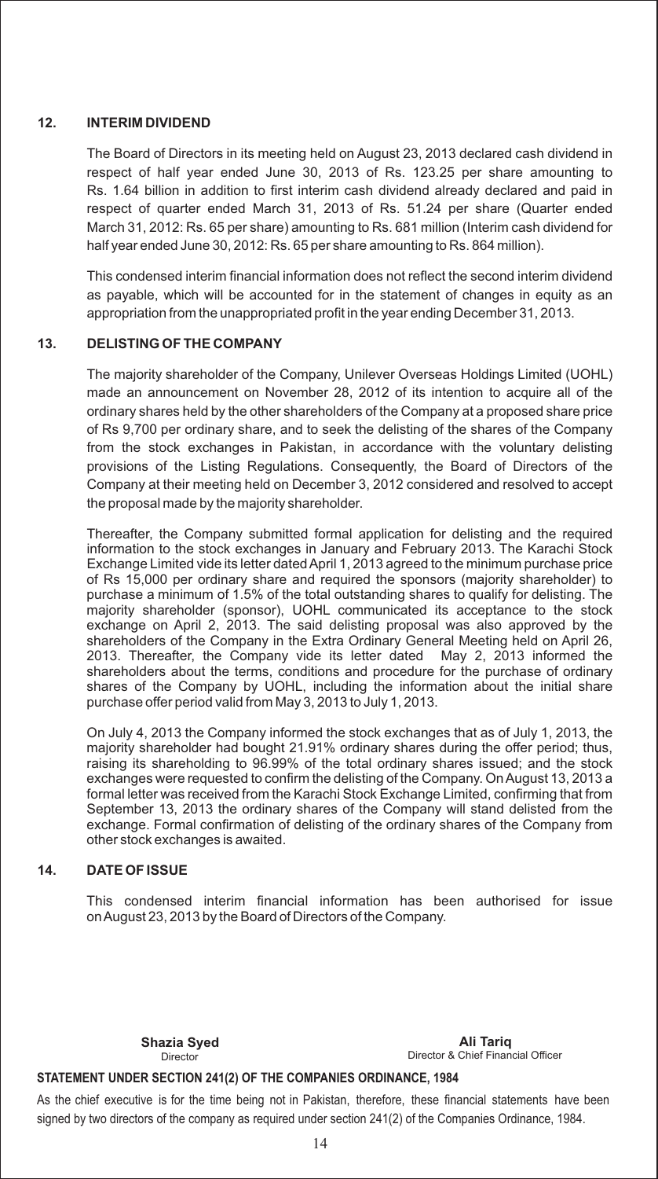## 12. INTERIM DIVIDEND

The Board of Directors in its meeting held on August 23, 2013 declared cash dividend in respect of half year ended June 30, 2013 of Rs. 123.25 per share amounting to Rs. 1.64 billion in addition to first interim cash dividend already declared and paid in respect of quarter ended March 31, 2013 of Rs. 51.24 per share (Quarter ended March 31, 2012: Rs. 65 per share) amounting to Rs. 681 million (Interim cash dividend for half year ended June 30, 2012: Rs. 65 per share amounting to Rs. 864 million).

This condensed interim financial information does not reflect the second interim dividend as payable, which will be accounted for in the statement of changes in equity as an appropriation from the unappropriated profit in the year ending December 31, 2013.

## 13. DELISTING OF THE COMPANY

The majority shareholder of the Company, Unilever Overseas Holdings Limited (UOHL) made an announcement on November 28, 2012 of its intention to acquire all of the ordinary shares held by the other shareholders of the Company at a proposed share price of Rs 9,700 per ordinary share, and to seek the delisting of the shares of the Company from the stock exchanges in Pakistan, in accordance with the voluntary delisting provisions of the Listing Regulations. Consequently, the Board of Directors of the Company at their meeting held on December 3, 2012 considered and resolved to accept the proposal made by the majority shareholder.

Thereafter, the Company submitted formal application for delisting and the required information to the stock exchanges in January and February 2013. The Karachi Stock Exchange Limited vide its letter dated April 1, 2013 agreed to the minimum purchase price of Rs 15,000 per ordinary share and required the sponsors (majority shareholder) to purchase a minimum of 1.5% of the total outstanding shares to qualify for delisting. The majority shareholder (sponsor), UOHL communicated its acceptance to the stock exchange on April 2, 2013. The said delisting proposal was also approved by the shareholders of the Company in the Extra Ordinary General Meeting held on April 26, 2013. Thereafter, the Company vide its letter dated May 2, 2013 informed the shareholders about the terms, conditions and procedure for the purchase of ordinary shares of the Company by UOHL, including the information about the initial share purchase offer period valid from May 3, 2013 to July 1, 2013.

On July 4, 2013 the Company informed the stock exchanges that as of July 1, 2013, the majority shareholder had bought 21.91% ordinary shares during the offer period; thus, raising its shareholding to 96.99% of the total ordinary shares issued; and the stock exchanges were requested to confirm the delisting of the Company. On August 13, 2013 a formal letter was received from the Karachi Stock Exchange Limited, confirming that from September 13, 2013 the ordinary shares of the Company will stand delisted from the exchange. Formal confirmation of delisting of the ordinary shares of the Company from other stock exchanges is awaited.

## 14. DATE OF ISSUE

This condensed interim financial information has been authorised for issue on August 23, 2013 by the Board of Directors of the Company.

| **Shazia Syed** | **Ali Tariq** |
|---|---|
| Director | Director & Chief Financial Officer |

**STATEMENT UNDER SECTION 241(2) OF THE COMPANIES ORDINANCE, 1984**

As the chief executive is for the time being not in Pakistan, therefore, these financial statements have been signed by two directors of the company as required under section 241(2) of the Companies Ordinance, 1984.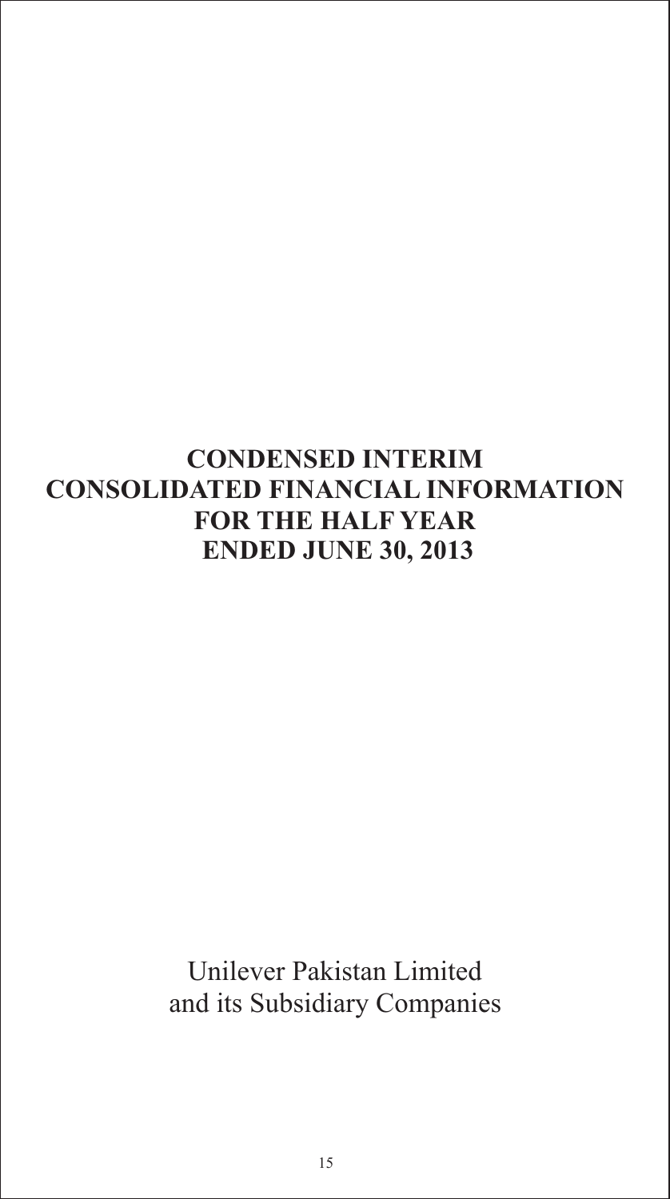# CONDENSED INTERIM CONSOLIDATED FINANCIAL INFORMATION FOR THE HALF YEAR ENDED JUNE 30, 2013

Unilever Pakistan Limited
and its Subsidiary Companies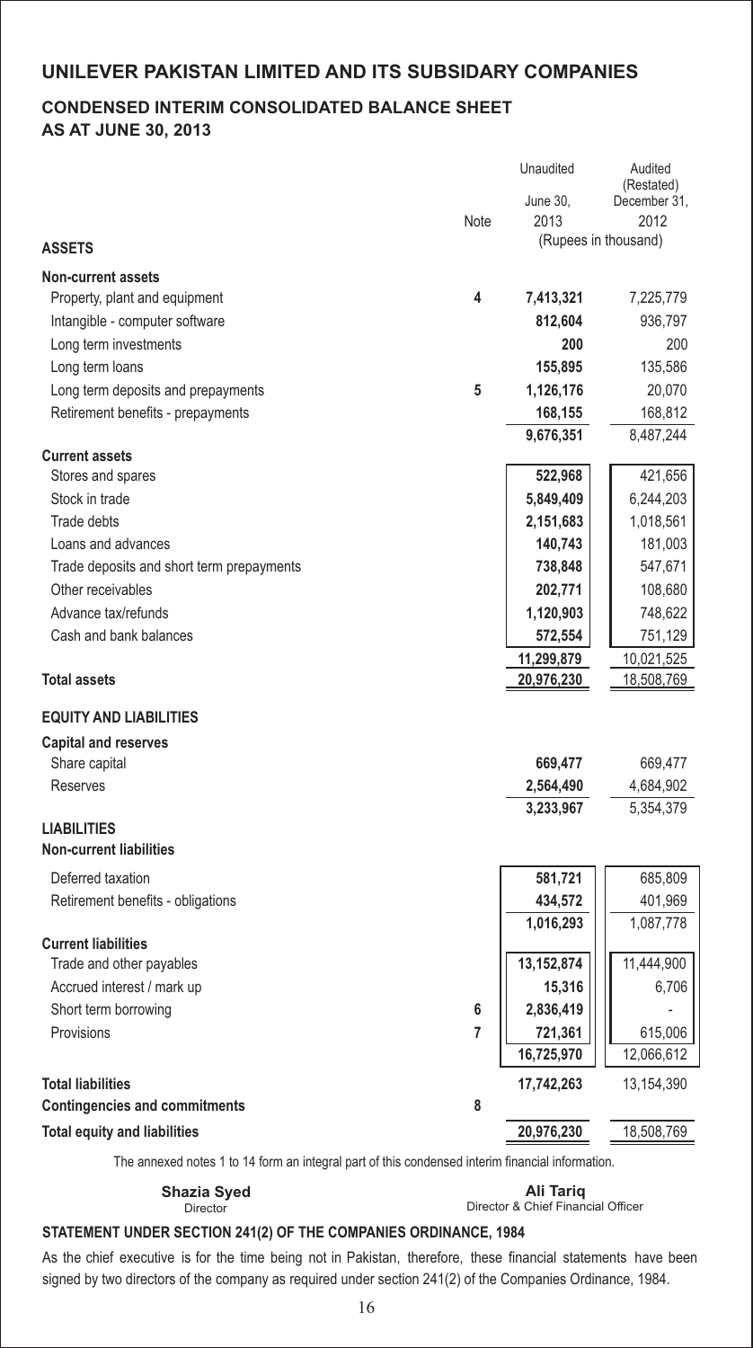## UNILEVER PAKISTAN LIMITED AND ITS SUBSIDARY COMPANIES

### CONDENSED INTERIM CONSOLIDATED BALANCE SHEET
### AS AT JUNE 30, 2013

| | Note | Unaudited June 30, 2013 | Audited (Restated) December 31, 2012 |
|---|---|---|---|
| | | (Rupees in thousand) | |
| **ASSETS** | | | |
| **Non-current assets** | | | |
| Property, plant and equipment | 4 | **7,413,321** | 7,225,779 |
| Intangible - computer software | | **812,604** | 936,797 |
| Long term investments | | **200** | 200 |
| Long term loans | | **155,895** | 135,586 |
| Long term deposits and prepayments | 5 | **1,126,176** | 20,070 |
| Retirement benefits - prepayments | | **168,155** | 168,812 |
| | | **9,676,351** | 8,487,244 |
| **Current assets** | | | |
| Stores and spares | | **522,968** | 421,656 |
| Stock in trade | | **5,849,409** | 6,244,203 |
| Trade debts | | **2,151,683** | 1,018,561 |
| Loans and advances | | **140,743** | 181,003 |
| Trade deposits and short term prepayments | | **738,848** | 547,671 |
| Other receivables | | **202,771** | 108,680 |
| Advance tax/refunds | | **1,120,903** | 748,622 |
| Cash and bank balances | | **572,554** | 751,129 |
| | | **11,299,879** | 10,021,525 |
| **Total assets** | | **20,976,230** | 18,508,769 |
| **EQUITY AND LIABILITIES** | | | |
| **Capital and reserves** | | | |
| Share capital | | **669,477** | 669,477 |
| Reserves | | **2,564,490** | 4,684,902 |
| | | **3,233,967** | 5,354,379 |
| **LIABILITIES** | | | |
| **Non-current liabilities** | | | |
| Deferred taxation | | **581,721** | 685,809 |
| Retirement benefits - obligations | | **434,572** | 401,969 |
| | | **1,016,293** | 1,087,778 |
| **Current liabilities** | | | |
| Trade and other payables | | **13,152,874** | 11,444,900 |
| Accrued interest / mark up | | **15,316** | 6,706 |
| Short term borrowing | 6 | **2,836,419** | - |
| Provisions | 7 | **721,361** | 615,006 |
| | | **16,725,970** | 12,066,612 |
| **Total liabilities** | | **17,742,263** | 13,154,390 |
| **Contingencies and commitments** | 8 | | |
| **Total equity and liabilities** | | **20,976,230** | 18,508,769 |

The annexed notes 1 to 14 form an integral part of this condensed interim financial information.

**Shazia Syed**
Director

**Ali Tariq**
Director & Chief Financial Officer

**STATEMENT UNDER SECTION 241(2) OF THE COMPANIES ORDINANCE, 1984**

As the chief executive is for the time being not in Pakistan, therefore, these financial statements have been signed by two directors of the company as required under section 241(2) of the Companies Ordinance, 1984.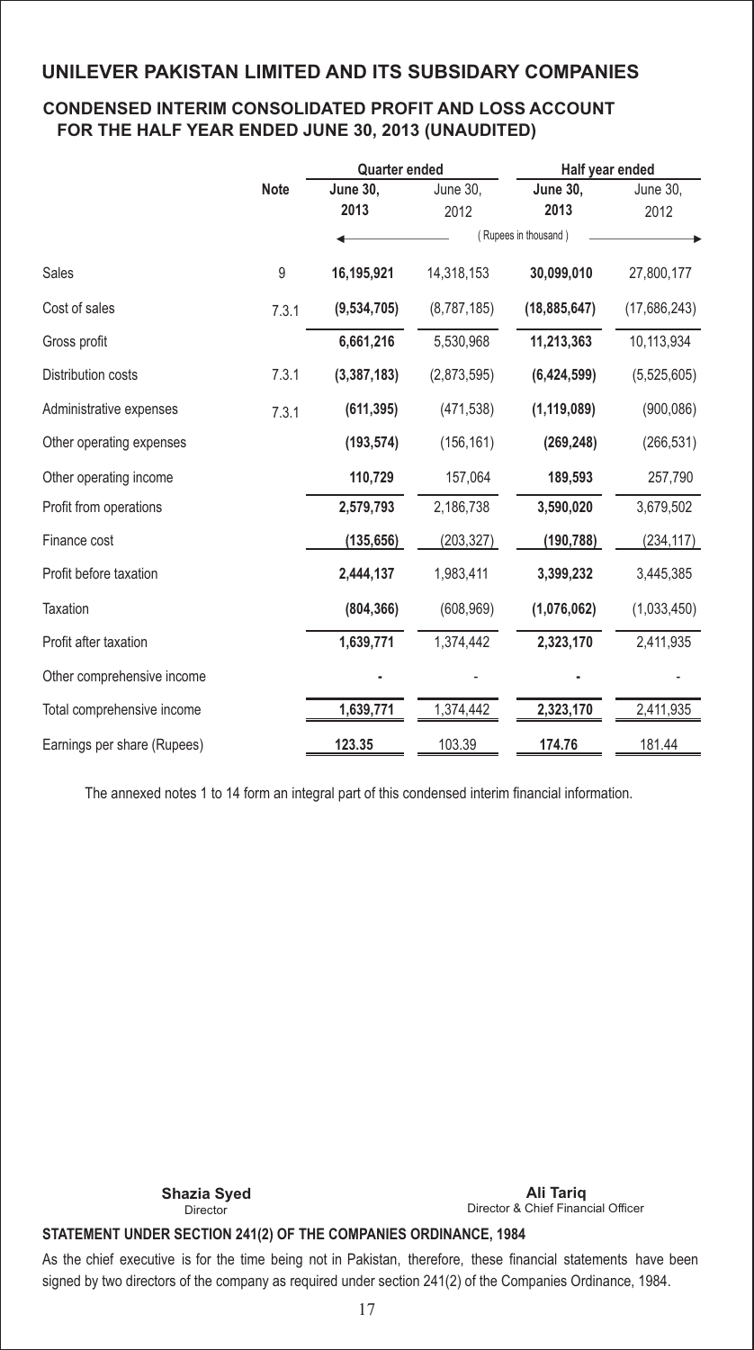# UNILEVER PAKISTAN LIMITED AND ITS SUBSIDARY COMPANIES

## CONDENSED INTERIM CONSOLIDATED PROFIT AND LOSS ACCOUNT FOR THE HALF YEAR ENDED JUNE 30, 2013 (UNAUDITED)

| | Note | Quarter ended | | Half year ended | |
|---|---|---|---|---|---|
| | | **June 30, 2013** | June 30, 2012 | **June 30, 2013** | June 30, 2012 |
| | | (Rupees in thousand) | | | |
| Sales | 9 | **16,195,921** | 14,318,153 | **30,099,010** | 27,800,177 |
| Cost of sales | 7.3.1 | **(9,534,705)** | (8,787,185) | **(18,885,647)** | (17,686,243) |
| Gross profit | | **6,661,216** | 5,530,968 | **11,213,363** | 10,113,934 |
| Distribution costs | 7.3.1 | **(3,387,183)** | (2,873,595) | **(6,424,599)** | (5,525,605) |
| Administrative expenses | 7.3.1 | **(611,395)** | (471,538) | **(1,119,089)** | (900,086) |
| Other operating expenses | | **(193,574)** | (156,161) | **(269,248)** | (266,531) |
| Other operating income | | **110,729** | 157,064 | **189,593** | 257,790 |
| Profit from operations | | **2,579,793** | 2,186,738 | **3,590,020** | 3,679,502 |
| Finance cost | | **(135,656)** | (203,327) | **(190,788)** | (234,117) |
| Profit before taxation | | **2,444,137** | 1,983,411 | **3,399,232** | 3,445,385 |
| Taxation | | **(804,366)** | (608,969) | **(1,076,062)** | (1,033,450) |
| Profit after taxation | | **1,639,771** | 1,374,442 | **2,323,170** | 2,411,935 |
| Other comprehensive income | | **-** | - | **-** | - |
| Total comprehensive income | | **1,639,771** | 1,374,442 | **2,323,170** | 2,411,935 |
| Earnings per share (Rupees) | | **123.35** | 103.39 | **174.76** | 181.44 |

The annexed notes 1 to 14 form an integral part of this condensed interim financial information.

**Shazia Syed**
Director

**Ali Tariq**
Director & Chief Financial Officer

**STATEMENT UNDER SECTION 241(2) OF THE COMPANIES ORDINANCE, 1984**

As the chief executive is for the time being not in Pakistan, therefore, these financial statements have been signed by two directors of the company as required under section 241(2) of the Companies Ordinance, 1984.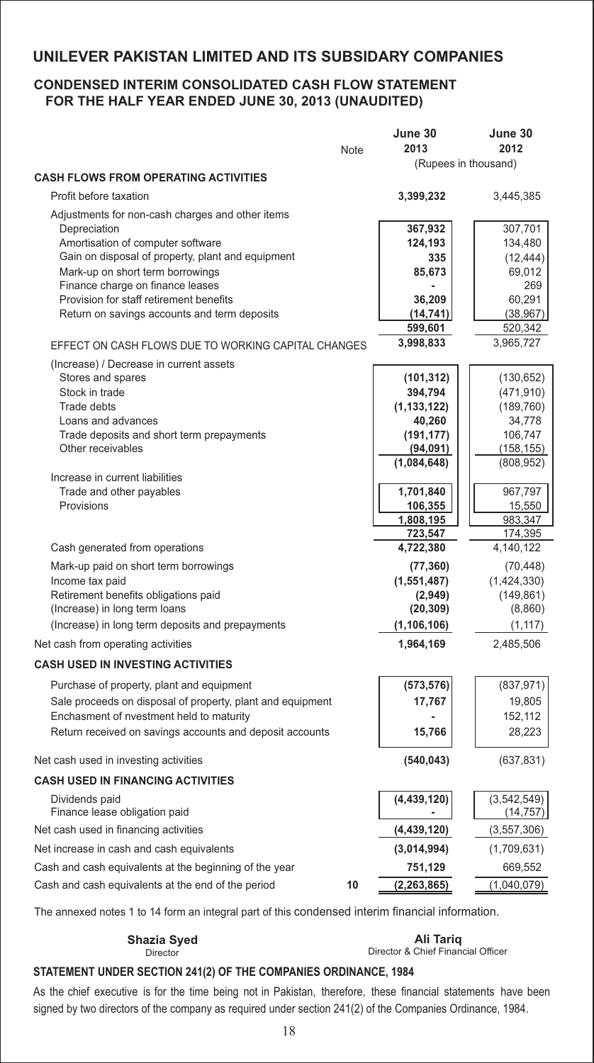# UNILEVER PAKISTAN LIMITED AND ITS SUBSIDARY COMPANIES

## CONDENSED INTERIM CONSOLIDATED CASH FLOW STATEMENT FOR THE HALF YEAR ENDED JUNE 30, 2013 (UNAUDITED)

| | Note | June 30 2013 | June 30 2012 |
|---|---|---|---|
| | | (Rupees in thousand) | |
| **CASH FLOWS FROM OPERATING ACTIVITIES** | | | |
| Profit before taxation | | **3,399,232** | 3,445,385 |
| Adjustments for non-cash charges and other items | | | |
| Depreciation | | **367,932** | 307,701 |
| Amortisation of computer software | | **124,193** | 134,480 |
| Gain on disposal of property, plant and equipment | | **335** | (12,444) |
| Mark-up on short term borrowings | | **85,673** | 69,012 |
| Finance charge on finance leases | | **-** | 269 |
| Provision for staff retirement benefits | | **36,209** | 60,291 |
| Return on savings accounts and term deposits | | **(14,741)** | (38,967) |
| | | **599,601** | 520,342 |
| EFFECT ON CASH FLOWS DUE TO WORKING CAPITAL CHANGES | | **3,998,833** | 3,965,727 |
| (Increase) / Decrease in current assets | | | |
| Stores and spares | | **(101,312)** | (130,652) |
| Stock in trade | | **394,794** | (471,910) |
| Trade debts | | **(1,133,122)** | (189,760) |
| Loans and advances | | **40,260** | 34,778 |
| Trade deposits and short term prepayments | | **(191,177)** | 106,747 |
| Other receivables | | **(94,091)** | (158,155) |
| | | **(1,084,648)** | (808,952) |
| Increase in current liabilities | | | |
| Trade and other payables | | **1,701,840** | 967,797 |
| Provisions | | **106,355** | 15,550 |
| | | **1,808,195** | 983,347 |
| | | **723,547** | 174,395 |
| Cash generated from operations | | **4,722,380** | 4,140,122 |
| Mark-up paid on short term borrowings | | **(77,360)** | (70,448) |
| Income tax paid | | **(1,551,487)** | (1,424,330) |
| Retirement benefits obligations paid | | **(2,949)** | (149,861) |
| (Increase) in long term loans | | **(20,309)** | (8,860) |
| (Increase) in long term deposits and prepayments | | **(1,106,106)** | (1,117) |
| Net cash from operating activities | | **1,964,169** | 2,485,506 |
| **CASH USED IN INVESTING ACTIVITIES** | | | |
| Purchase of property, plant and equipment | | **(573,576)** | (837,971) |
| Sale proceeds on disposal of property, plant and equipment | | **17,767** | 19,805 |
| Enchasment of nvestment held to maturity | | **-** | 152,112 |
| Return received on savings accounts and deposit accounts | | **15,766** | 28,223 |
| Net cash used in investing activities | | **(540,043)** | (637,831) |
| **CASH USED IN FINANCING ACTIVITIES** | | | |
| Dividends paid | | **(4,439,120)** | (3,542,549) |
| Finance lease obligation paid | | **-** | (14,757) |
| Net cash used in financing activities | | **(4,439,120)** | (3,557,306) |
| Net increase in cash and cash equivalents | | **(3,014,994)** | (1,709,631) |
| Cash and cash equivalents at the beginning of the year | | **751,129** | 669,552 |
| Cash and cash equivalents at the end of the period | 10 | **(2,263,865)** | (1,040,079) |

The annexed notes 1 to 14 form an integral part of this condensed interim financial information.

**Shazia Syed**
Director

**Ali Tariq**
Director & Chief Financial Officer

**STATEMENT UNDER SECTION 241(2) OF THE COMPANIES ORDINANCE, 1984**

As the chief executive is for the time being not in Pakistan, therefore, these financial statements have been signed by two directors of the company as required under section 241(2) of the Companies Ordinance, 1984.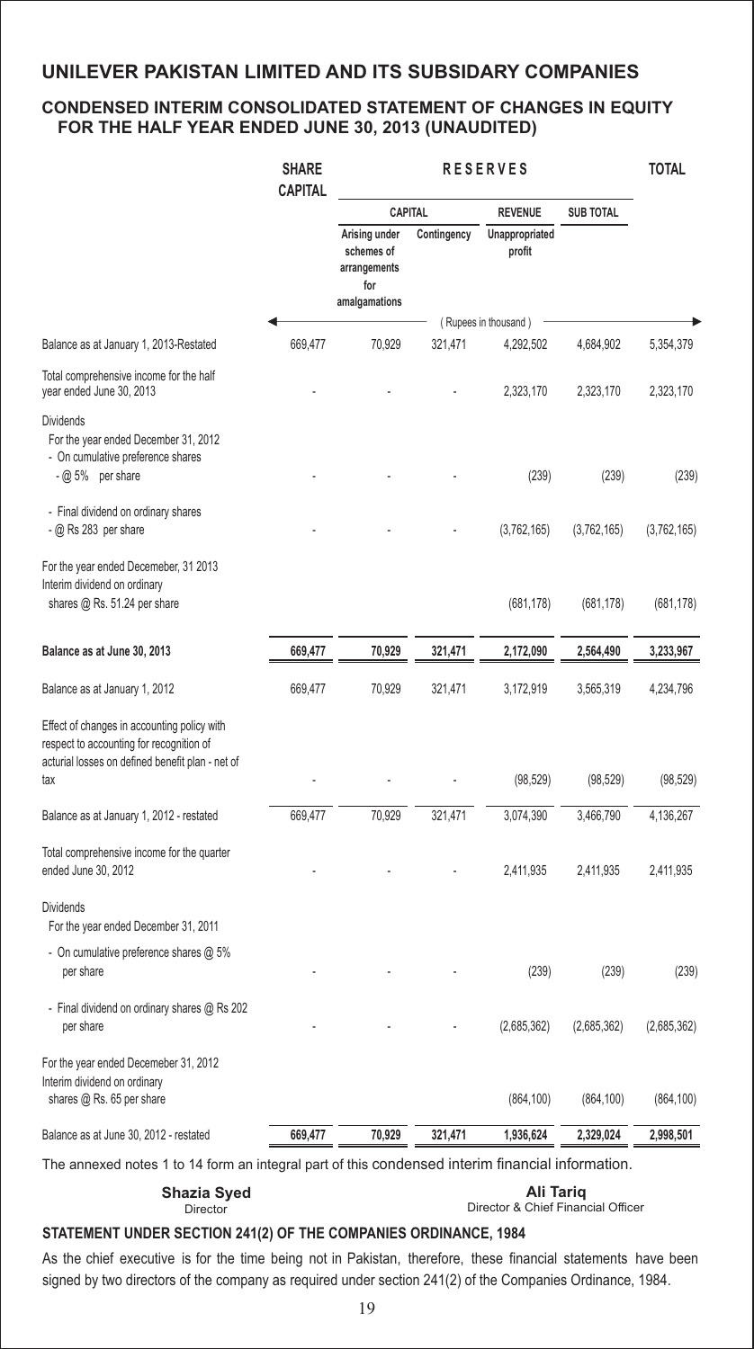# UNILEVER PAKISTAN LIMITED AND ITS SUBSIDARY COMPANIES

## CONDENSED INTERIM CONSOLIDATED STATEMENT OF CHANGES IN EQUITY FOR THE HALF YEAR ENDED JUNE 30, 2013 (UNAUDITED)

| | SHARE CAPITAL | RESERVES | | | | TOTAL |
|---|---|---|---|---|---|---|
| | | CAPITAL | | REVENUE | SUB TOTAL | |
| | | Arising under schemes of arrangements for amalgamations | Contingency | Unappropriated profit | | |
| | (Rupees in thousand) | | | | | |
| Balance as at January 1, 2013-Restated | 669,477 | 70,929 | 321,471 | 4,292,502 | 4,684,902 | 5,354,379 |
| Total comprehensive income for the half year ended June 30, 2013 | - | - | - | 2,323,170 | 2,323,170 | 2,323,170 |
| Dividends<br>For the year ended December 31, 2012<br>- On cumulative preference shares - @ 5% per share | - | - | - | (239) | (239) | (239) |
| - Final dividend on ordinary shares - @ Rs 283 per share | - | - | - | (3,762,165) | (3,762,165) | (3,762,165) |
| For the year ended Decemeber, 31 2013<br>Interim dividend on ordinary shares @ Rs. 51.24 per share | | | | (681,178) | (681,178) | (681,178) |
| **Balance as at June 30, 2013** | **669,477** | **70,929** | **321,471** | **2,172,090** | **2,564,490** | **3,233,967** |
| Balance as at January 1, 2012 | 669,477 | 70,929 | 321,471 | 3,172,919 | 3,565,319 | 4,234,796 |
| Effect of changes in accounting policy with respect to accounting for recognition of acturial losses on defined benefit plan - net of tax | - | - | - | (98,529) | (98,529) | (98,529) |
| Balance as at January 1, 2012 - restated | 669,477 | 70,929 | 321,471 | 3,074,390 | 3,466,790 | 4,136,267 |
| Total comprehensive income for the quarter ended June 30, 2012 | - | - | - | 2,411,935 | 2,411,935 | 2,411,935 |
| Dividends<br>For the year ended December 31, 2011<br>- On cumulative preference shares @ 5% per share | - | - | - | (239) | (239) | (239) |
| - Final dividend on ordinary shares @ Rs 202 per share | - | - | - | (2,685,362) | (2,685,362) | (2,685,362) |
| For the year ended Decemeber 31, 2012<br>Interim dividend on ordinary shares @ Rs. 65 per share | | | | (864,100) | (864,100) | (864,100) |
| Balance as at June 30, 2012 - restated | **669,477** | **70,929** | **321,471** | **1,936,624** | **2,329,024** | **2,998,501** |

The annexed notes 1 to 14 form an integral part of this condensed interim financial information.

**Shazia Syed**
Director

**Ali Tariq**
Director & Chief Financial Officer

### STATEMENT UNDER SECTION 241(2) OF THE COMPANIES ORDINANCE, 1984

As the chief executive is for the time being not in Pakistan, therefore, these financial statements have been signed by two directors of the company as required under section 241(2) of the Companies Ordinance, 1984.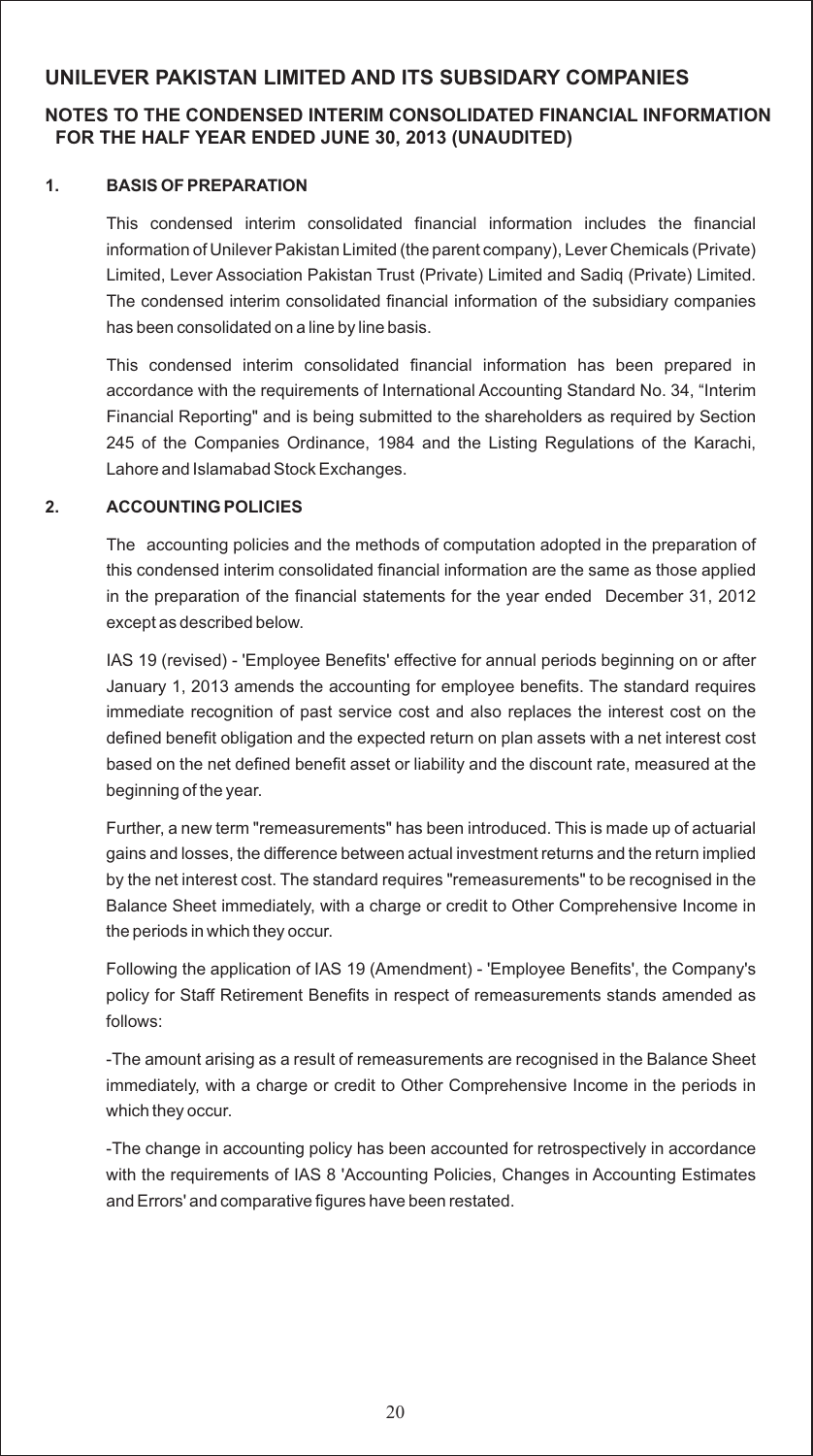## UNILEVER PAKISTAN LIMITED AND ITS SUBSIDARY COMPANIES

### NOTES TO THE CONDENSED INTERIM CONSOLIDATED FINANCIAL INFORMATION FOR THE HALF YEAR ENDED JUNE 30, 2013 (UNAUDITED)

**1. BASIS OF PREPARATION**

This condensed interim consolidated financial information includes the financial information of Unilever Pakistan Limited (the parent company), Lever Chemicals (Private) Limited, Lever Association Pakistan Trust (Private) Limited and Sadiq (Private) Limited. The condensed interim consolidated financial information of the subsidiary companies has been consolidated on a line by line basis.

This condensed interim consolidated financial information has been prepared in accordance with the requirements of International Accounting Standard No. 34, "Interim Financial Reporting" and is being submitted to the shareholders as required by Section 245 of the Companies Ordinance, 1984 and the Listing Regulations of the Karachi, Lahore and Islamabad Stock Exchanges.

**2. ACCOUNTING POLICIES**

The accounting policies and the methods of computation adopted in the preparation of this condensed interim consolidated financial information are the same as those applied in the preparation of the financial statements for the year ended December 31, 2012 except as described below.

IAS 19 (revised) - 'Employee Benefits' effective for annual periods beginning on or after January 1, 2013 amends the accounting for employee benefits. The standard requires immediate recognition of past service cost and also replaces the interest cost on the defined benefit obligation and the expected return on plan assets with a net interest cost based on the net defined benefit asset or liability and the discount rate, measured at the beginning of the year.

Further, a new term "remeasurements" has been introduced. This is made up of actuarial gains and losses, the difference between actual investment returns and the return implied by the net interest cost. The standard requires "remeasurements" to be recognised in the Balance Sheet immediately, with a charge or credit to Other Comprehensive Income in the periods in which they occur.

Following the application of IAS 19 (Amendment) - 'Employee Benefits', the Company's policy for Staff Retirement Benefits in respect of remeasurements stands amended as follows:

-The amount arising as a result of remeasurements are recognised in the Balance Sheet immediately, with a charge or credit to Other Comprehensive Income in the periods in which they occur.

-The change in accounting policy has been accounted for retrospectively in accordance with the requirements of IAS 8 'Accounting Policies, Changes in Accounting Estimates and Errors' and comparative figures have been restated.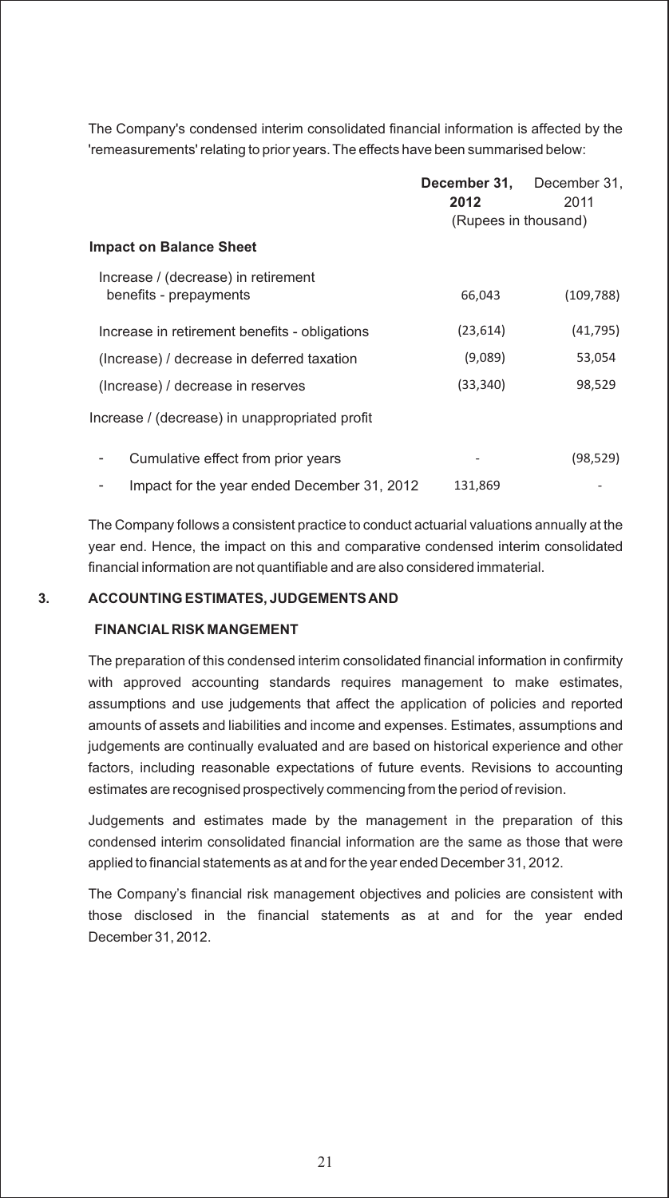The Company's condensed interim consolidated financial information is affected by the 'remeasurements' relating to prior years. The effects have been summarised below:

| | **December 31, 2012** | December 31, 2011 |
|---|---|---|
| | (Rupees in thousand) | |
| **Impact on Balance Sheet** | | |
| Increase / (decrease) in retirement benefits - prepayments | 66,043 | (109,788) |
| Increase in retirement benefits - obligations | (23,614) | (41,795) |
| (Increase) / decrease in deferred taxation | (9,089) | 53,054 |
| (Increase) / decrease in reserves | (33,340) | 98,529 |
| Increase / (decrease) in unappropriated profit | | |
| - Cumulative effect from prior years | - | (98,529) |
| - Impact for the year ended December 31, 2012 | 131,869 | - |

The Company follows a consistent practice to conduct actuarial valuations annually at the year end. Hence, the impact on this and comparative condensed interim consolidated financial information are not quantifiable and are also considered immaterial.

## 3. ACCOUNTING ESTIMATES, JUDGEMENTS AND FINANCIAL RISK MANGEMENT

The preparation of this condensed interim consolidated financial information in confirmity with approved accounting standards requires management to make estimates, assumptions and use judgements that affect the application of policies and reported amounts of assets and liabilities and income and expenses. Estimates, assumptions and judgements are continually evaluated and are based on historical experience and other factors, including reasonable expectations of future events. Revisions to accounting estimates are recognised prospectively commencing from the period of revision.

Judgements and estimates made by the management in the preparation of this condensed interim consolidated financial information are the same as those that were applied to financial statements as at and for the year ended December 31, 2012.

The Company's financial risk management objectives and policies are consistent with those disclosed in the financial statements as at and for the year ended December 31, 2012.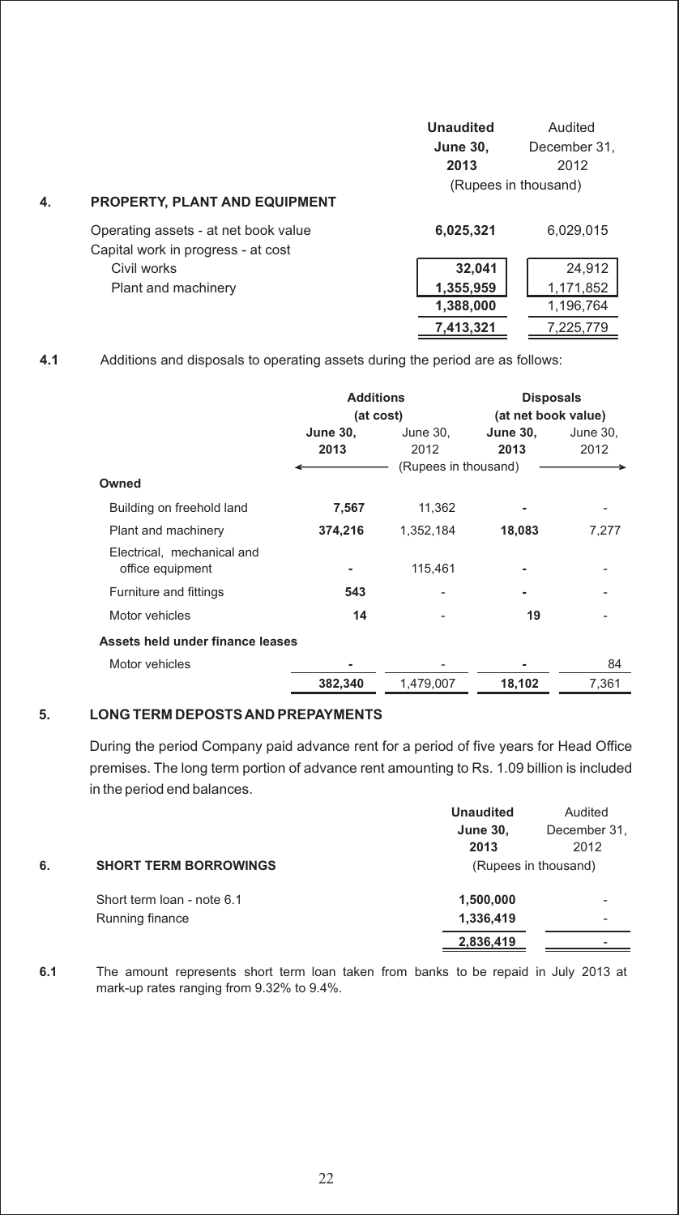## 4. PROPERTY, PLANT AND EQUIPMENT

| | Unaudited June 30, 2013 | Audited December 31, 2012 |
|---|---|---|
| | (Rupees in thousand) | |
| Operating assets - at net book value | **6,025,321** | 6,029,015 |
| Capital work in progress - at cost | | |
| Civil works | **32,041** | 24,912 |
| Plant and machinery | **1,355,959** | 1,171,852 |
| | **1,388,000** | 1,196,764 |
| | **7,413,321** | 7,225,779 |

**4.1** Additions and disposals to operating assets during the period are as follows:

| | Additions (at cost) | | Disposals (at net book value) | |
|---|---|---|---|---|
| | June 30, 2013 | June 30, 2012 | June 30, 2013 | June 30, 2012 |
| | (Rupees in thousand) | | | |
| **Owned** | | | | |
| Building on freehold land | **7,567** | 11,362 | **-** | - |
| Plant and machinery | **374,216** | 1,352,184 | **18,083** | 7,277 |
| Electrical, mechanical and office equipment | **-** | 115,461 | **-** | - |
| Furniture and fittings | **543** | - | **-** | - |
| Motor vehicles | **14** | - | **19** | - |
| **Assets held under finance leases** | | | | |
| Motor vehicles | **-** | - | **-** | 84 |
| | **382,340** | 1,479,007 | **18,102** | 7,361 |

## 5. LONG TERM DEPOSTS AND PREPAYMENTS

During the period Company paid advance rent for a period of five years for Head Office premises. The long term portion of advance rent amounting to Rs. 1.09 billion is included in the period end balances.

## 6. SHORT TERM BORROWINGS

| | Unaudited June 30, 2013 | Audited December 31, 2012 |
|---|---|---|
| | (Rupees in thousand) | |
| Short term loan - note 6.1 | **1,500,000** | - |
| Running finance | **1,336,419** | - |
| | **2,836,419** | - |

**6.1** The amount represents short term loan taken from banks to be repaid in July 2013 at mark-up rates ranging from 9.32% to 9.4%.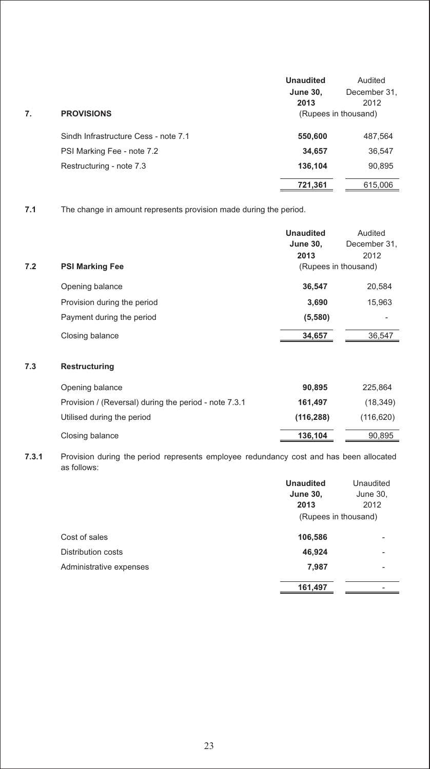## 7. PROVISIONS

| | Unaudited June 30, 2013 | Audited December 31, 2012 |
|---|---|---|
| | (Rupees in thousand) | |
| Sindh Infrastructure Cess - note 7.1 | **550,600** | 487,564 |
| PSI Marking Fee - note 7.2 | **34,657** | 36,547 |
| Restructuring - note 7.3 | **136,104** | 90,895 |
| | **721,361** | 615,006 |

**7.1** The change in amount represents provision made during the period.

### 7.2 PSI Marking Fee

| | Unaudited June 30, 2013 | Audited December 31, 2012 |
|---|---|---|
| | (Rupees in thousand) | |
| Opening balance | **36,547** | 20,584 |
| Provision during the period | **3,690** | 15,963 |
| Payment during the period | **(5,580)** | - |
| Closing balance | **34,657** | 36,547 |

### 7.3 Restructuring

| | Unaudited June 30, 2013 | Audited December 31, 2012 |
|---|---|---|
| Opening balance | **90,895** | 225,864 |
| Provision / (Reversal) during the period - note 7.3.1 | **161,497** | (18,349) |
| Utilised during the period | **(116,288)** | (116,620) |
| Closing balance | **136,104** | 90,895 |

**7.3.1** Provision during the period represents employee redundancy cost and has been allocated as follows:

| | Unaudited June 30, 2013 | Unaudited June 30, 2012 |
|---|---|---|
| | (Rupees in thousand) | |
| Cost of sales | **106,586** | - |
| Distribution costs | **46,924** | - |
| Administrative expenses | **7,987** | - |
| | **161,497** | - |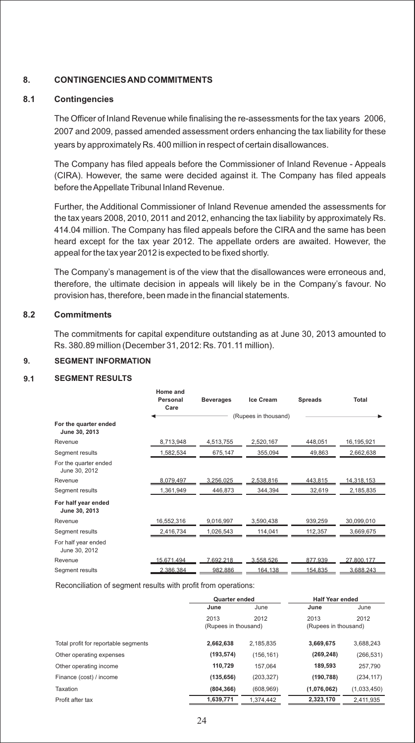## 8. CONTINGENCIES AND COMMITMENTS

### 8.1 Contingencies

The Officer of Inland Revenue while finalising the re-assessments for the tax years 2006, 2007 and 2009, passed amended assessment orders enhancing the tax liability for these years by approximately Rs. 400 million in respect of certain disallowances.

The Company has filed appeals before the Commissioner of Inland Revenue - Appeals (CIRA). However, the same were decided against it. The Company has filed appeals before the Appellate Tribunal Inland Revenue.

Further, the Additional Commissioner of Inland Revenue amended the assessments for the tax years 2008, 2010, 2011 and 2012, enhancing the tax liability by approximately Rs. 414.04 million. The Company has filed appeals before the CIRA and the same has been heard except for the tax year 2012. The appellate orders are awaited. However, the appeal for the tax year 2012 is expected to be fixed shortly.

The Company's management is of the view that the disallowances were erroneous and, therefore, the ultimate decision in appeals will likely be in the Company's favour. No provision has, therefore, been made in the financial statements.

### 8.2 Commitments

The commitments for capital expenditure outstanding as at June 30, 2013 amounted to Rs. 380.89 million (December 31, 2012: Rs. 701.11 million).

## 9. SEGMENT INFORMATION

### 9.1 SEGMENT RESULTS

| | Home and Personal Care | Beverages | Ice Cream | Spreads | Total |
|---|---|---|---|---|---|
| | (Rupees in thousand) | | | | |
| **For the quarter ended June 30, 2013** | | | | | |
| Revenue | 8,713,948 | 4,513,755 | 2,520,167 | 448,051 | 16,195,921 |
| Segment results | 1,582,534 | 675,147 | 355,094 | 49,863 | 2,662,638 |
| For the quarter ended June 30, 2012 | | | | | |
| Revenue | 8,079,497 | 3,256,025 | 2,538,816 | 443,815 | 14,318,153 |
| Segment results | 1,361,949 | 446,873 | 344,394 | 32,619 | 2,185,835 |
| **For half year ended June 30, 2013** | | | | | |
| Revenue | 16,552,316 | 9,016,997 | 3,590,438 | 939,259 | 30,099,010 |
| Segment results | 2,416,734 | 1,026,543 | 114,041 | 112,357 | 3,669,675 |
| For half year ended June 30, 2012 | | | | | |
| Revenue | 15,671,494 | 7,692,218 | 3,558,526 | 877,939 | 27,800,177 |
| Segment results | 2,386,384 | 982,886 | 164,138 | 154,835 | 3,688,243 |

Reconciliation of segment results with profit from operations:

| | Quarter ended | | Half Year ended | |
|---|---|---|---|---|
| | **June** | June | **June** | June |
| | 2013 | 2012 | 2013 | 2012 |
| | (Rupees in thousand) | | (Rupees in thousand) | |
| Total profit for reportable segments | **2,662,638** | 2,185,835 | **3,669,675** | 3,688,243 |
| Other operating expenses | **(193,574)** | (156,161) | **(269,248)** | (266,531) |
| Other operating income | **110,729** | 157,064 | **189,593** | 257,790 |
| Finance (cost) / income | **(135,656)** | (203,327) | **(190,788)** | (234,117) |
| Taxation | **(804,366)** | (608,969) | **(1,076,062)** | (1,033,450) |
| Profit after tax | **1,639,771** | 1,374,442 | **2,323,170** | 2,411,935 |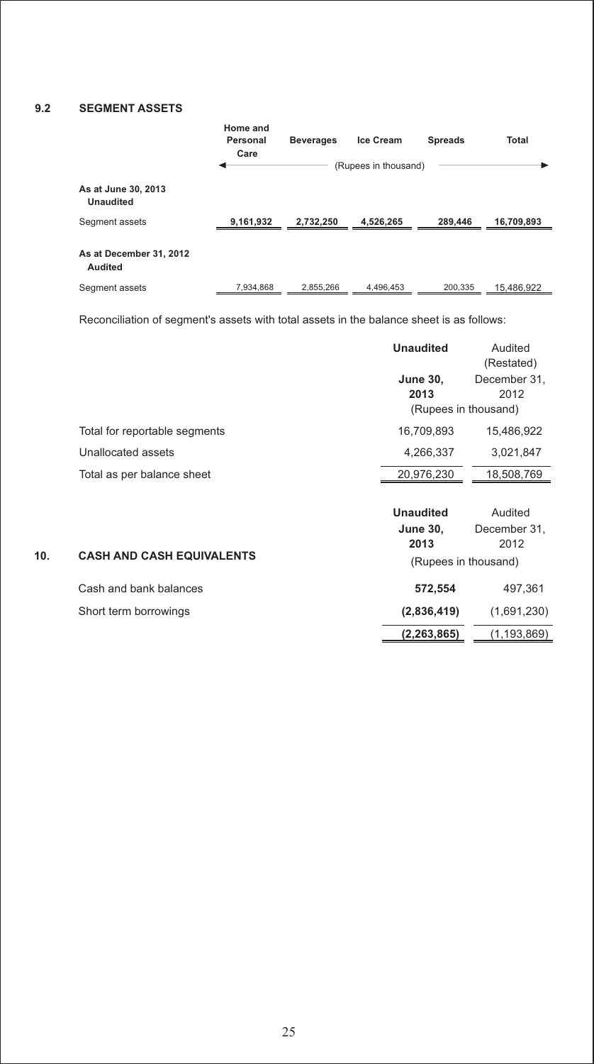### 9.2 SEGMENT ASSETS

| | Home and Personal Care | Beverages | Ice Cream | Spreads | Total |
|---|---|---|---|---|---|
| | (Rupees in thousand) | | | | |
| **As at June 30, 2013 Unaudited** | | | | | |
| Segment assets | **9,161,932** | **2,732,250** | **4,526,265** | **289,446** | **16,709,893** |
| **As at December 31, 2012 Audited** | | | | | |
| Segment assets | 7,934,868 | 2,855,266 | 4,496,453 | 200,335 | 15,486,922 |

Reconciliation of segment's assets with total assets in the balance sheet is as follows:

| | **Unaudited** **June 30, 2013** | Audited (Restated) December 31, 2012 |
|---|---|---|
| | (Rupees in thousand) | |
| Total for reportable segments | 16,709,893 | 15,486,922 |
| Unallocated assets | 4,266,337 | 3,021,847 |
| Total as per balance sheet | 20,976,230 | 18,508,769 |

### 10. CASH AND CASH EQUIVALENTS

| | **Unaudited** **June 30, 2013** | Audited December 31, 2012 |
|---|---|---|
| | (Rupees in thousand) | |
| Cash and bank balances | **572,554** | 497,361 |
| Short term borrowings | **(2,836,419)** | (1,691,230) |
| | **(2,263,865)** | (1,193,869) |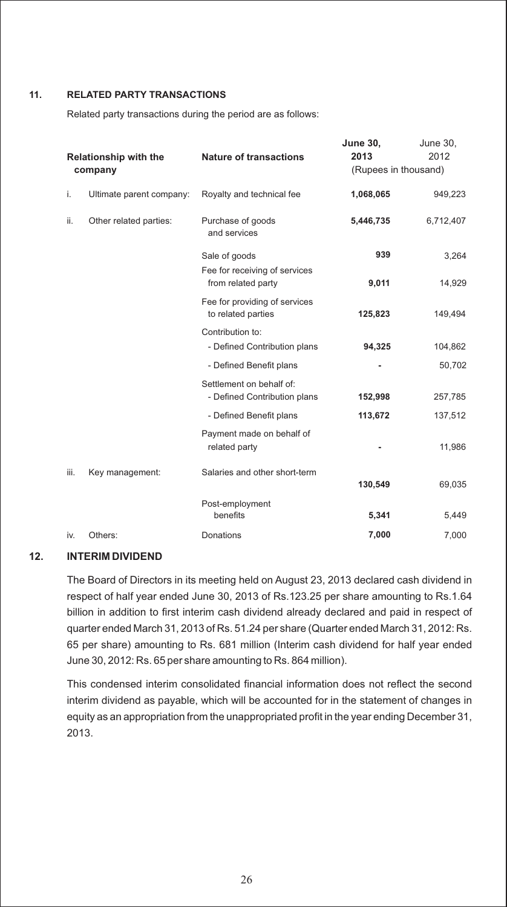## 11. RELATED PARTY TRANSACTIONS

Related party transactions during the period are as follows:

| Relationship with the company | Nature of transactions | June 30, 2013 | June 30, 2012 |
|---|---|---|---|
| | | (Rupees in thousand) | |
| i. Ultimate parent company: | Royalty and technical fee | **1,068,065** | 949,223 |
| ii. Other related parties: | Purchase of goods and services | **5,446,735** | 6,712,407 |
| | Sale of goods | **939** | 3,264 |
| | Fee for receiving of services from related party | **9,011** | 14,929 |
| | Fee for providing of services to related parties | **125,823** | 149,494 |
| | Contribution to: | | |
| | - Defined Contribution plans | **94,325** | 104,862 |
| | - Defined Benefit plans | **-** | 50,702 |
| | Settlement on behalf of: | | |
| | - Defined Contribution plans | **152,998** | 257,785 |
| | - Defined Benefit plans | **113,672** | 137,512 |
| | Payment made on behalf of related party | **-** | 11,986 |
| iii. Key management: | Salaries and other short-term | **130,549** | 69,035 |
| | Post-employment benefits | **5,341** | 5,449 |
| iv. Others: | Donations | **7,000** | 7,000 |

## 12. INTERIM DIVIDEND

The Board of Directors in its meeting held on August 23, 2013 declared cash dividend in respect of half year ended June 30, 2013 of Rs.123.25 per share amounting to Rs.1.64 billion in addition to first interim cash dividend already declared and paid in respect of quarter ended March 31, 2013 of Rs. 51.24 per share (Quarter ended March 31, 2012: Rs. 65 per share) amounting to Rs. 681 million (Interim cash dividend for half year ended June 30, 2012: Rs. 65 per share amounting to Rs. 864 million).

This condensed interim consolidated financial information does not reflect the second interim dividend as payable, which will be accounted for in the statement of changes in equity as an appropriation from the unappropriated profit in the year ending December 31, 2013.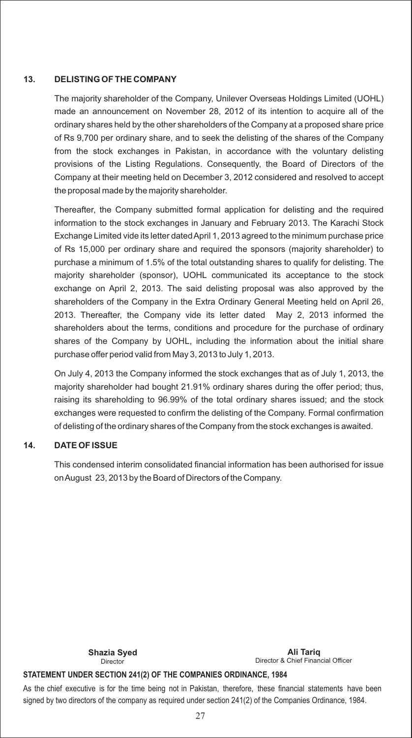## 13. DELISTING OF THE COMPANY

The majority shareholder of the Company, Unilever Overseas Holdings Limited (UOHL) made an announcement on November 28, 2012 of its intention to acquire all of the ordinary shares held by the other shareholders of the Company at a proposed share price of Rs 9,700 per ordinary share, and to seek the delisting of the shares of the Company from the stock exchanges in Pakistan, in accordance with the voluntary delisting provisions of the Listing Regulations. Consequently, the Board of Directors of the Company at their meeting held on December 3, 2012 considered and resolved to accept the proposal made by the majority shareholder.

Thereafter, the Company submitted formal application for delisting and the required information to the stock exchanges in January and February 2013. The Karachi Stock Exchange Limited vide its letter dated April 1, 2013 agreed to the minimum purchase price of Rs 15,000 per ordinary share and required the sponsors (majority shareholder) to purchase a minimum of 1.5% of the total outstanding shares to qualify for delisting. The majority shareholder (sponsor), UOHL communicated its acceptance to the stock exchange on April 2, 2013. The said delisting proposal was also approved by the shareholders of the Company in the Extra Ordinary General Meeting held on April 26, 2013. Thereafter, the Company vide its letter dated May 2, 2013 informed the shareholders about the terms, conditions and procedure for the purchase of ordinary shares of the Company by UOHL, including the information about the initial share purchase offer period valid from May 3, 2013 to July 1, 2013.

On July 4, 2013 the Company informed the stock exchanges that as of July 1, 2013, the majority shareholder had bought 21.91% ordinary shares during the offer period; thus, raising its shareholding to 96.99% of the total ordinary shares issued; and the stock exchanges were requested to confirm the delisting of the Company. Formal confirmation of delisting of the ordinary shares of the Company from the stock exchanges is awaited.

## 14. DATE OF ISSUE

This condensed interim consolidated financial information has been authorised for issue on August 23, 2013 by the Board of Directors of the Company.

| **Shazia Syed** | **Ali Tariq** |
|---|---|
| Director | Director & Chief Financial Officer |

**STATEMENT UNDER SECTION 241(2) OF THE COMPANIES ORDINANCE, 1984**

As the chief executive is for the time being not in Pakistan, therefore, these financial statements have been signed by two directors of the company as required under section 241(2) of the Companies Ordinance, 1984.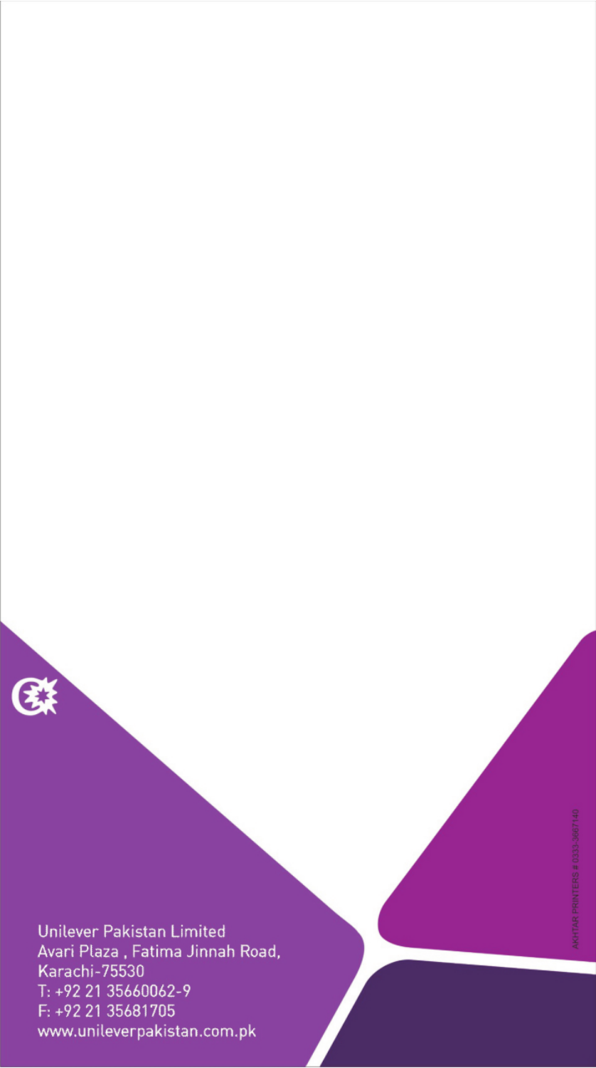Unilever Pakistan Limited
Avari Plaza , Fatima Jinnah Road,
Karachi-75530
T: +92 21 35660062-9
F: +92 21 35681705
www.unileverpakistan.com.pk

AKHTAR PRINTERS # 0333-3667140